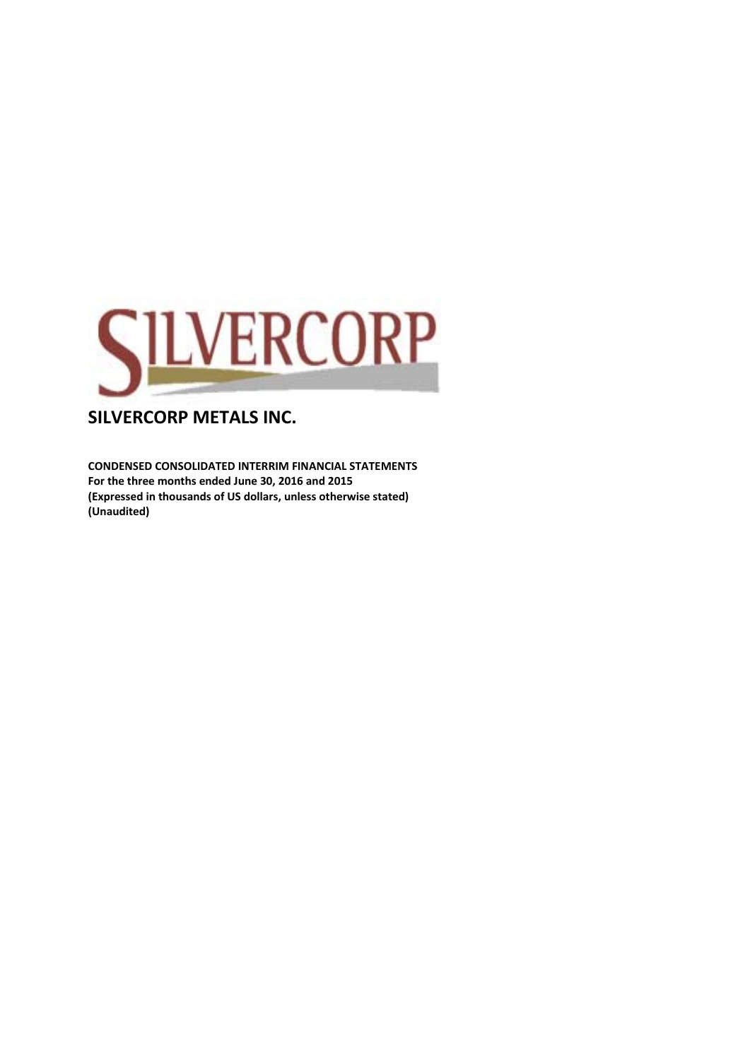# SILVERCORP METALS INC.

**CONDENSED CONSOLIDATED INTERRIM FINANCIAL STATEMENTS**
**For the three months ended June 30, 2016 and 2015**
**(Expressed in thousands of US dollars, unless otherwise stated)**
**(Unaudited)**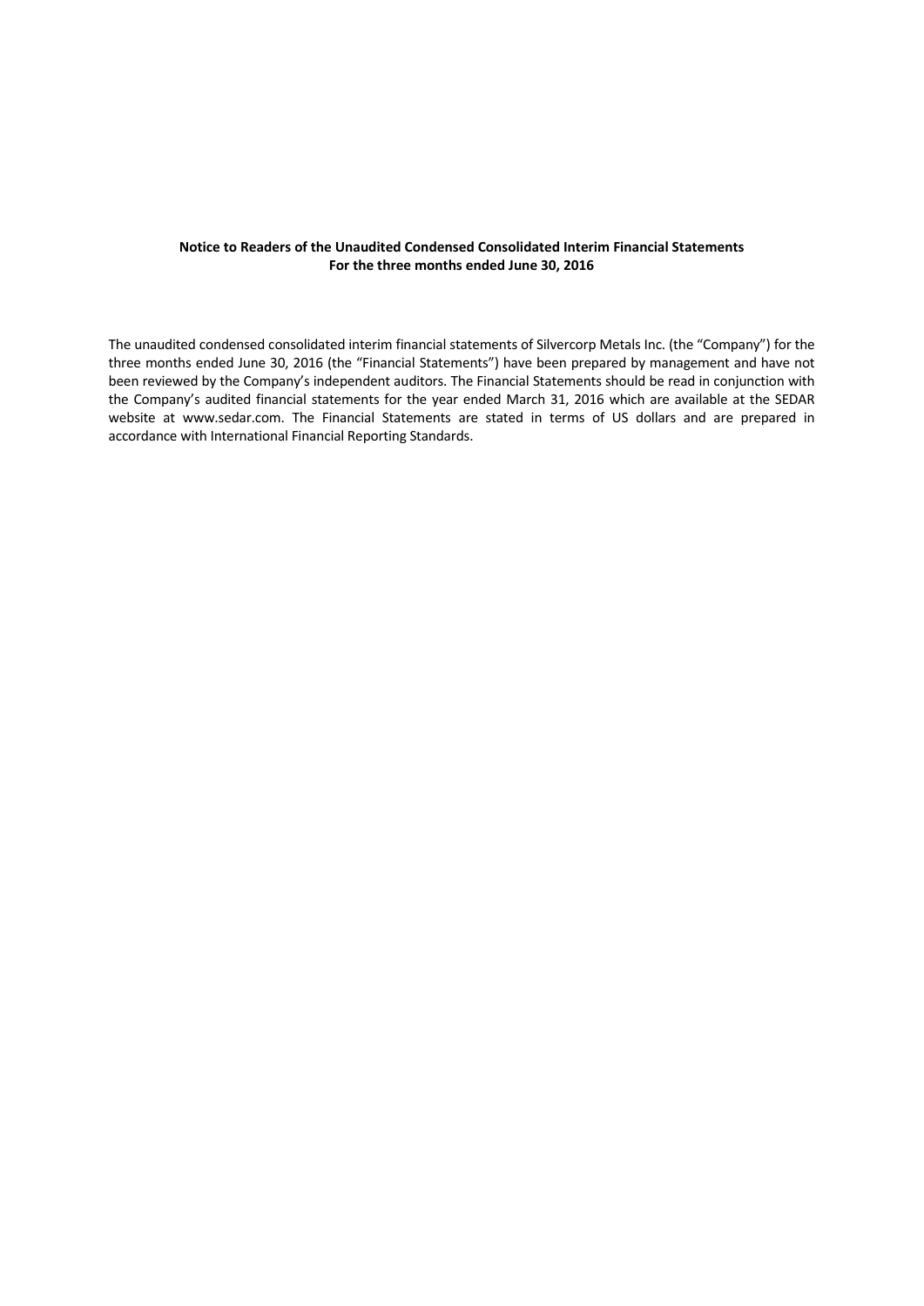**Notice to Readers of the Unaudited Condensed Consolidated Interim Financial Statements**
**For the three months ended June 30, 2016**

The unaudited condensed consolidated interim financial statements of Silvercorp Metals Inc. (the "Company") for the three months ended June 30, 2016 (the "Financial Statements") have been prepared by management and have not been reviewed by the Company's independent auditors. The Financial Statements should be read in conjunction with the Company's audited financial statements for the year ended March 31, 2016 which are available at the SEDAR website at www.sedar.com. The Financial Statements are stated in terms of US dollars and are prepared in accordance with International Financial Reporting Standards.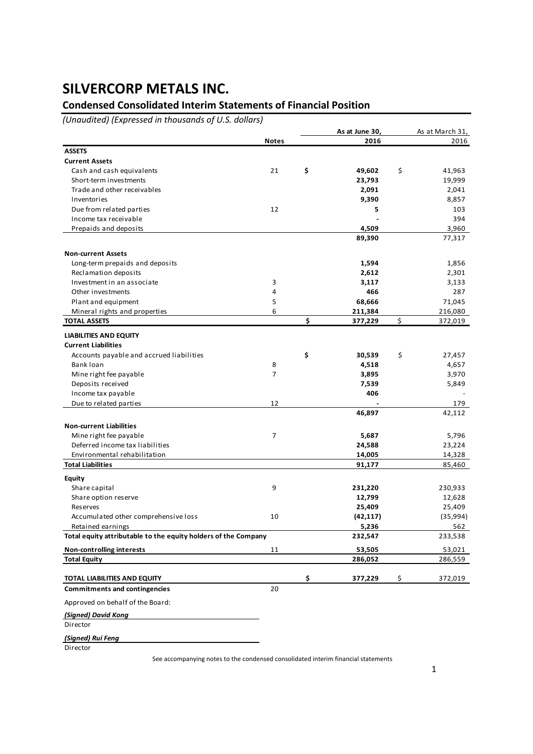# SILVERCORP METALS INC.

## Condensed Consolidated Interim Statements of Financial Position

*(Unaudited) (Expressed in thousands of U.S. dollars)*

| | Notes | As at June 30, 2016 | As at March 31, 2016 |
|---|---|---|---|
| **ASSETS** | | | |
| **Current Assets** | | | |
| Cash and cash equivalents | 21 | **$ 49,602** | $ 41,963 |
| Short-term investments | | **23,793** | 19,999 |
| Trade and other receivables | | **2,091** | 2,041 |
| Inventories | | **9,390** | 8,857 |
| Due from related parties | 12 | **5** | 103 |
| Income tax receivable | | **-** | 394 |
| Prepaids and deposits | | **4,509** | 3,960 |
| | | **89,390** | 77,317 |
| **Non-current Assets** | | | |
| Long-term prepaids and deposits | | **1,594** | 1,856 |
| Reclamation deposits | | **2,612** | 2,301 |
| Investment in an associate | 3 | **3,117** | 3,133 |
| Other investments | 4 | **466** | 287 |
| Plant and equipment | 5 | **68,666** | 71,045 |
| Mineral rights and properties | 6 | **211,384** | 216,080 |
| **TOTAL ASSETS** | | **$ 377,229** | $ 372,019 |
| **LIABILITIES AND EQUITY** | | | |
| **Current Liabilities** | | | |
| Accounts payable and accrued liabilities | | **$ 30,539** | $ 27,457 |
| Bank loan | 8 | **4,518** | 4,657 |
| Mine right fee payable | 7 | **3,895** | 3,970 |
| Deposits received | | **7,539** | 5,849 |
| Income tax payable | | **406** | - |
| Due to related parties | 12 | **-** | 179 |
| | | **46,897** | 42,112 |
| **Non-current Liabilities** | | | |
| Mine right fee payable | 7 | **5,687** | 5,796 |
| Deferred income tax liabilities | | **24,588** | 23,224 |
| Environmental rehabilitation | | **14,005** | 14,328 |
| **Total Liabilities** | | **91,177** | 85,460 |
| **Equity** | | | |
| Share capital | 9 | **231,220** | 230,933 |
| Share option reserve | | **12,799** | 12,628 |
| Reserves | | **25,409** | 25,409 |
| Accumulated other comprehensive loss | 10 | **(42,117)** | (35,994) |
| Retained earnings | | **5,236** | 562 |
| **Total equity attributable to the equity holders of the Company** | | **232,547** | 233,538 |
| **Non-controlling interests** | 11 | **53,505** | 53,021 |
| **Total Equity** | | **286,052** | 286,559 |
| **TOTAL LIABILITIES AND EQUITY** | | **$ 377,229** | $ 372,019 |
| **Commitments and contingencies** | 20 | | |

Approved on behalf of the Board:

***(Signed) David Kong***

Director

***(Signed) Rui Feng***

Director

See accompanying notes to the condensed consolidated interim financial statements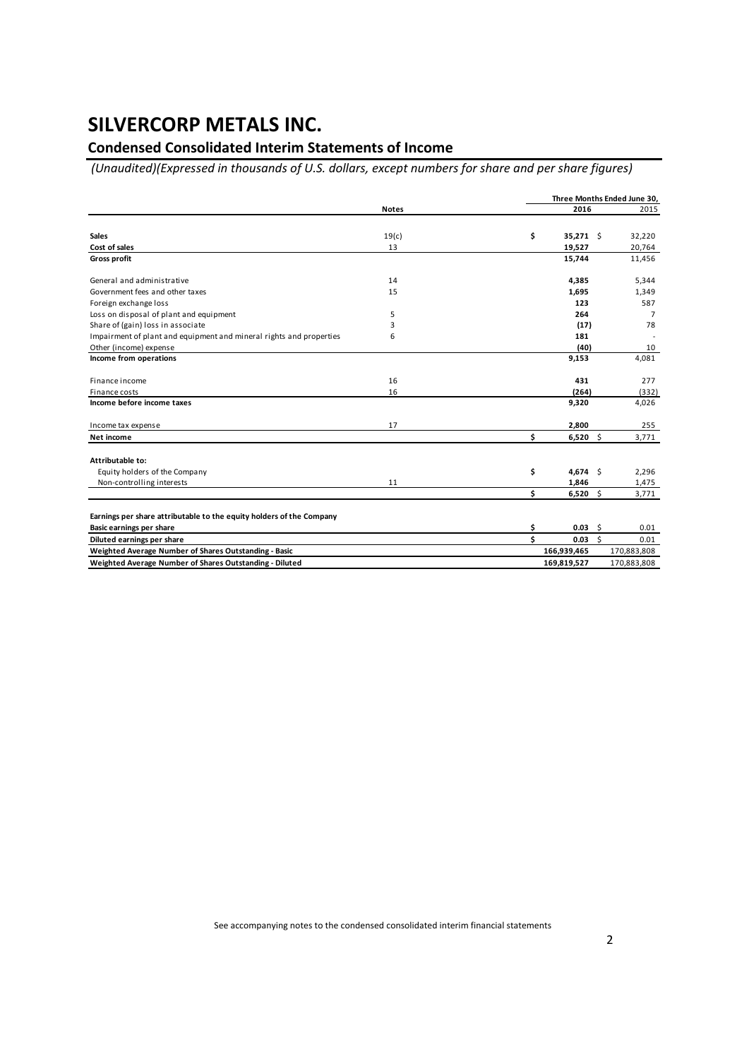# SILVERCORP METALS INC.

## Condensed Consolidated Interim Statements of Income

*(Unaudited)(Expressed in thousands of U.S. dollars, except numbers for share and per share figures)*

| | Notes | Three Months Ended June 30, 2016 | 2015 |
|---|---|---|---|
| **Sales** | 19(c) | $ **35,271** | $ 32,220 |
| **Cost of sales** | 13 | **19,527** | 20,764 |
| **Gross profit** | | **15,744** | 11,456 |
| General and administrative | 14 | **4,385** | 5,344 |
| Government fees and other taxes | 15 | **1,695** | 1,349 |
| Foreign exchange loss | | **123** | 587 |
| Loss on disposal of plant and equipment | 5 | **264** | 7 |
| Share of (gain) loss in associate | 3 | **(17)** | 78 |
| Impairment of plant and equipment and mineral rights and properties | 6 | **181** | - |
| Other (income) expense | | **(40)** | 10 |
| **Income from operations** | | **9,153** | 4,081 |
| Finance income | 16 | **431** | 277 |
| Finance costs | 16 | **(264)** | (332) |
| **Income before income taxes** | | **9,320** | 4,026 |
| Income tax expense | 17 | **2,800** | 255 |
| **Net income** | | $ **6,520** | $ 3,771 |
| **Attributable to:** | | | |
| Equity holders of the Company | | $ **4,674** | $ 2,296 |
| Non-controlling interests | 11 | **1,846** | 1,475 |
| | | $ **6,520** | $ 3,771 |
| **Earnings per share attributable to the equity holders of the Company** | | | |
| **Basic earnings per share** | | $ **0.03** | $ 0.01 |
| **Diluted earnings per share** | | $ **0.03** | $ 0.01 |
| **Weighted Average Number of Shares Outstanding - Basic** | | **166,939,465** | 170,883,808 |
| **Weighted Average Number of Shares Outstanding - Diluted** | | **169,819,527** | 170,883,808 |

See accompanying notes to the condensed consolidated interim financial statements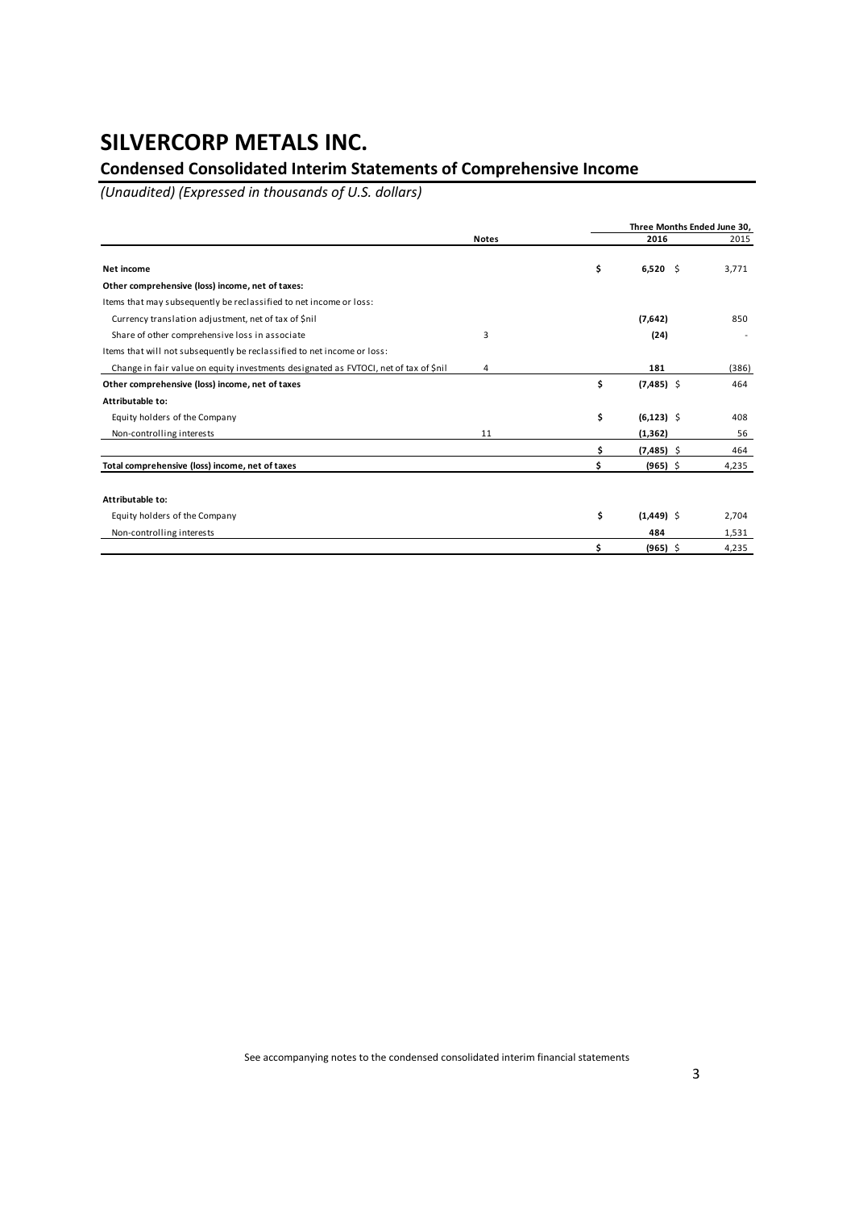# SILVERCORP METALS INC.

## Condensed Consolidated Interim Statements of Comprehensive Income

*(Unaudited) (Expressed in thousands of U.S. dollars)*

| | Notes | Three Months Ended June 30, 2016 | 2015 |
|---|---|---|---|
| **Net income** | | **$ 6,520** | $ 3,771 |
| **Other comprehensive (loss) income, net of taxes:** | | | |
| Items that may subsequently be reclassified to net income or loss: | | | |
| Currency translation adjustment, net of tax of $nil | | **(7,642)** | 850 |
| Share of other comprehensive loss in associate | 3 | **(24)** | - |
| Items that will not subsequently be reclassified to net income or loss: | | | |
| Change in fair value on equity investments designated as FVTOCI, net of tax of $nil | 4 | **181** | (386) |
| **Other comprehensive (loss) income, net of taxes** | | **$ (7,485)** | $ 464 |
| **Attributable to:** | | | |
| Equity holders of the Company | | **$ (6,123)** | $ 408 |
| Non-controlling interests | 11 | **(1,362)** | 56 |
| | | **$ (7,485)** | $ 464 |
| **Total comprehensive (loss) income, net of taxes** | | **$ (965)** | $ 4,235 |
| | | | |
| **Attributable to:** | | | |
| Equity holders of the Company | | **$ (1,449)** | $ 2,704 |
| Non-controlling interests | | **484** | 1,531 |
| | | **$ (965)** | $ 4,235 |

See accompanying notes to the condensed consolidated interim financial statements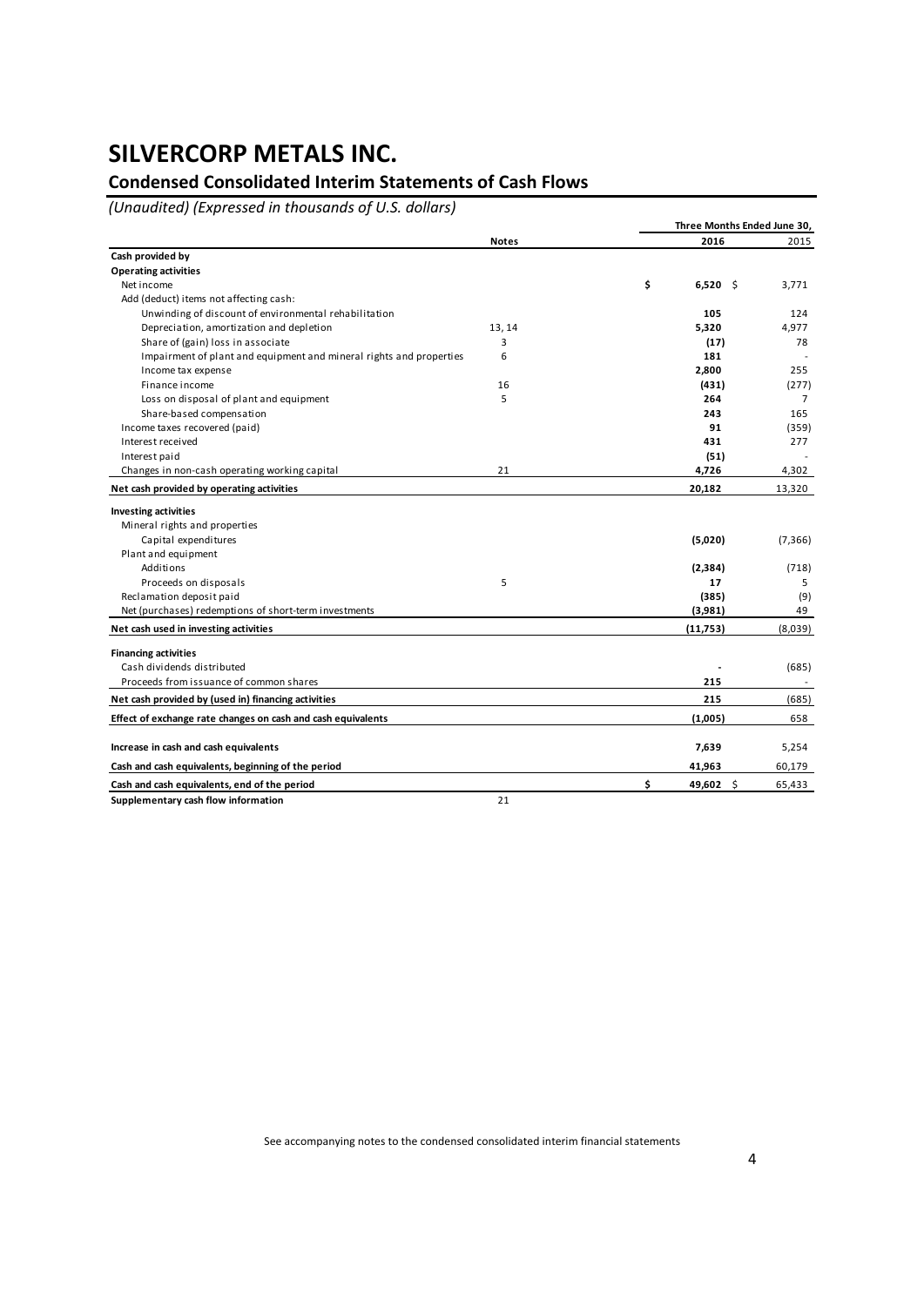# SILVERCORP METALS INC.

## Condensed Consolidated Interim Statements of Cash Flows

*(Unaudited) (Expressed in thousands of U.S. dollars)*

| | Notes | Three Months Ended June 30, 2016 | 2015 |
|---|---|---|---|
| **Cash provided by** | | | |
| **Operating activities** | | | |
| Net income | | **$ 6,520** | $ 3,771 |
| Add (deduct) items not affecting cash: | | | |
| Unwinding of discount of environmental rehabilitation | | **105** | 124 |
| Depreciation, amortization and depletion | 13, 14 | **5,320** | 4,977 |
| Share of (gain) loss in associate | 3 | **(17)** | 78 |
| Impairment of plant and equipment and mineral rights and properties | 6 | **181** | - |
| Income tax expense | | **2,800** | 255 |
| Finance income | 16 | **(431)** | (277) |
| Loss on disposal of plant and equipment | 5 | **264** | 7 |
| Share-based compensation | | **243** | 165 |
| Income taxes recovered (paid) | | **91** | (359) |
| Interest received | | **431** | 277 |
| Interest paid | | **(51)** | - |
| Changes in non-cash operating working capital | 21 | **4,726** | 4,302 |
| **Net cash provided by operating activities** | | **20,182** | 13,320 |
| **Investing activities** | | | |
| Mineral rights and properties | | | |
| Capital expenditures | | **(5,020)** | (7,366) |
| Plant and equipment | | | |
| Additions | | **(2,384)** | (718) |
| Proceeds on disposals | 5 | **17** | 5 |
| Reclamation deposit paid | | **(385)** | (9) |
| Net (purchases) redemptions of short-term investments | | **(3,981)** | 49 |
| **Net cash used in investing activities** | | **(11,753)** | (8,039) |
| **Financing activities** | | | |
| Cash dividends distributed | | **-** | (685) |
| Proceeds from issuance of common shares | | **215** | - |
| **Net cash provided by (used in) financing activities** | | **215** | (685) |
| **Effect of exchange rate changes on cash and cash equivalents** | | **(1,005)** | 658 |
| **Increase in cash and cash equivalents** | | **7,639** | 5,254 |
| **Cash and cash equivalents, beginning of the period** | | **41,963** | 60,179 |
| **Cash and cash equivalents, end of the period** | | **$ 49,602** | $ 65,433 |
| **Supplementary cash flow information** | 21 | | |

See accompanying notes to the condensed consolidated interim financial statements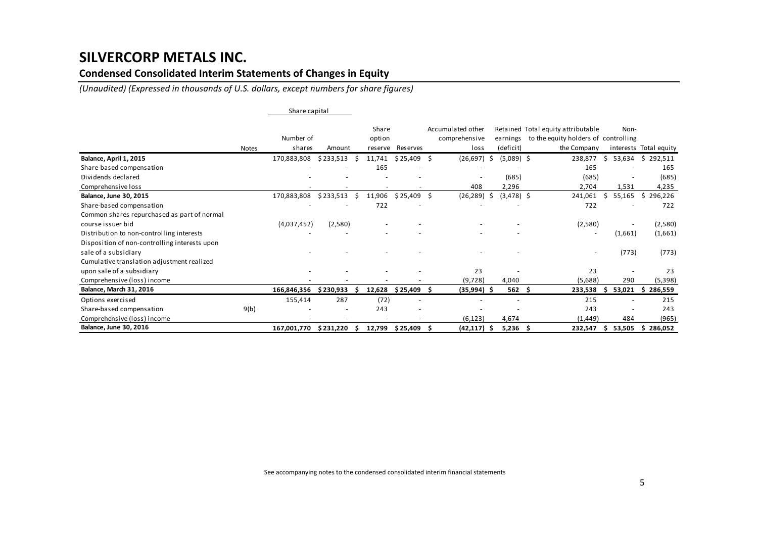# SILVERCORP METALS INC.

## Condensed Consolidated Interim Statements of Changes in Equity

*(Unaudited) (Expressed in thousands of U.S. dollars, except numbers for share figures)*

| | | Share capital | | | | | | | | |
|---|---|---|---|---|---|---|---|---|---|---|
| | Notes | Number of shares | Amount | Share option reserve | Reserves | Accumulated other comprehensive loss | Retained earnings (deficit) | Total equity attributable to the equity holders of the Company | Non-controlling interests | Total equity |
| **Balance, April 1, 2015** | | 170,883,808 | $ 233,513 | $ 11,741 | $ 25,409 | $ (26,697) | $ (5,089) | $ 238,877 | $ 53,634 | $ 292,511 |
| Share-based compensation | | - | - | 165 | - | - | - | 165 | - | 165 |
| Dividends declared | | - | - | - | - | - | (685) | (685) | - | (685) |
| Comprehensive loss | | - | - | - | - | 408 | 2,296 | 2,704 | 1,531 | 4,235 |
| **Balance, June 30, 2015** | | 170,883,808 | $ 233,513 | $ 11,906 | $ 25,409 | $ (26,289) | $ (3,478) | $ 241,061 | $ 55,165 | $ 296,226 |
| Share-based compensation | | - | - | 722 | - | - | - | 722 | - | 722 |
| Common shares repurchased as part of normal course issuer bid | | (4,037,452) | (2,580) | - | - | - | - | (2,580) | - | (2,580) |
| Distribution to non-controlling interests | | - | - | - | - | - | - | - | (1,661) | (1,661) |
| Disposition of non-controlling interests upon sale of a subsidiary | | - | - | - | - | - | - | - | (773) | (773) |
| Cumulative translation adjustment realized upon sale of a subsidiary | | - | - | - | - | 23 | - | 23 | - | 23 |
| Comprehensive (loss) income | | - | - | - | - | (9,728) | 4,040 | (5,688) | 290 | (5,398) |
| **Balance, March 31, 2016** | | **166,846,356** | **$ 230,933** | **$ 12,628** | **$ 25,409** | **$ (35,994)** | **$ 562** | **$ 233,538** | **$ 53,021** | **$ 286,559** |
| Options exercised | | 155,414 | 287 | (72) | - | - | - | 215 | - | 215 |
| Share-based compensation | 9(b) | - | - | 243 | - | - | - | 243 | - | 243 |
| Comprehensive (loss) income | | - | - | - | - | (6,123) | 4,674 | (1,449) | 484 | (965) |
| **Balance, June 30, 2016** | | **167,001,770** | **$ 231,220** | **$ 12,799** | **$ 25,409** | **$ (42,117)** | **$ 5,236** | **$ 232,547** | **$ 53,505** | **$ 286,052** |

See accompanying notes to the condensed consolidated interim financial statements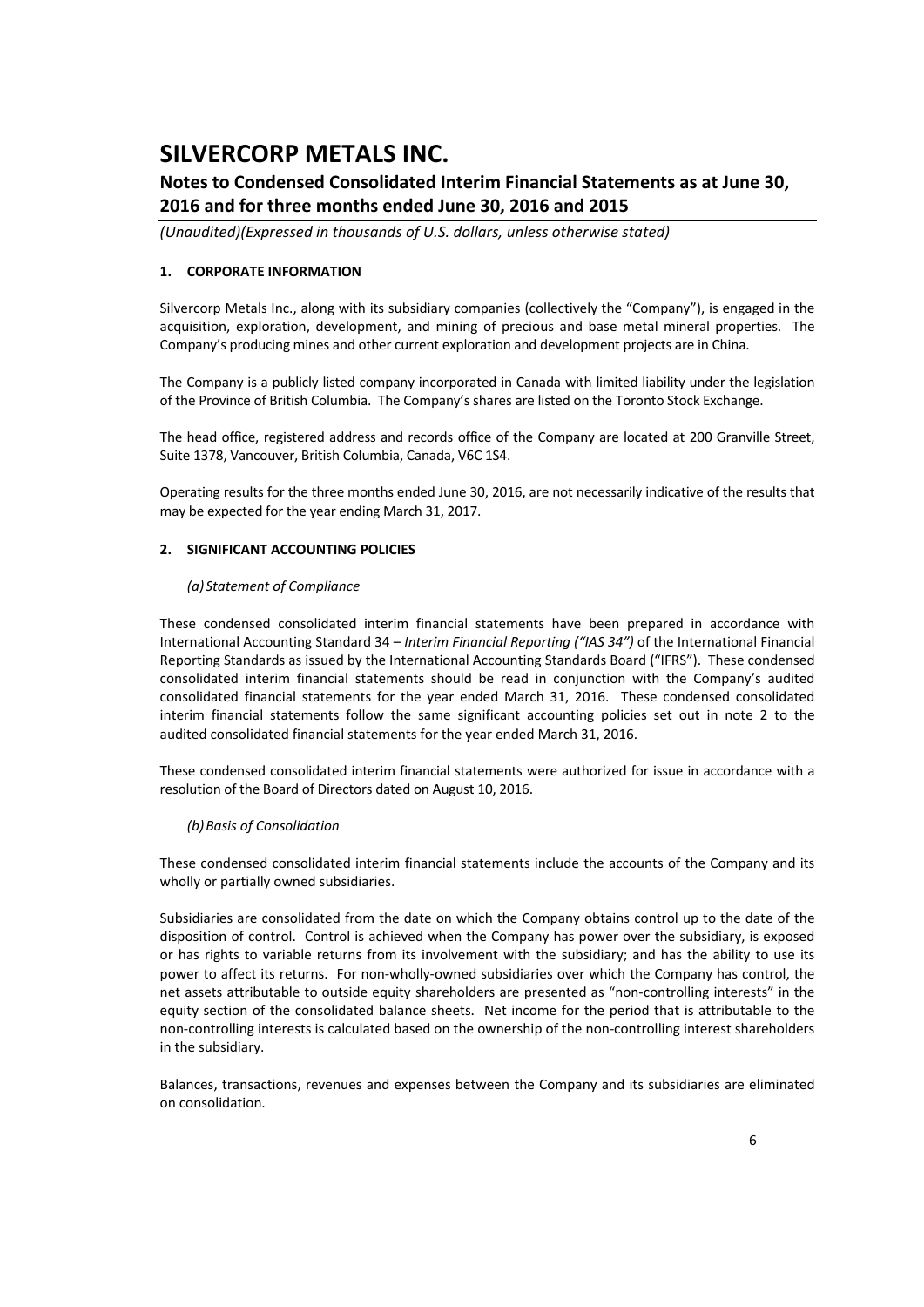# SILVERCORP METALS INC.

## Notes to Condensed Consolidated Interim Financial Statements as at June 30, 2016 and for three months ended June 30, 2016 and 2015

*(Unaudited)(Expressed in thousands of U.S. dollars, unless otherwise stated)*

### 1. CORPORATE INFORMATION

Silvercorp Metals Inc., along with its subsidiary companies (collectively the "Company"), is engaged in the acquisition, exploration, development, and mining of precious and base metal mineral properties. The Company's producing mines and other current exploration and development projects are in China.

The Company is a publicly listed company incorporated in Canada with limited liability under the legislation of the Province of British Columbia. The Company's shares are listed on the Toronto Stock Exchange.

The head office, registered address and records office of the Company are located at 200 Granville Street, Suite 1378, Vancouver, British Columbia, Canada, V6C 1S4.

Operating results for the three months ended June 30, 2016, are not necessarily indicative of the results that may be expected for the year ending March 31, 2017.

### 2. SIGNIFICANT ACCOUNTING POLICIES

*(a) Statement of Compliance*

These condensed consolidated interim financial statements have been prepared in accordance with International Accounting Standard 34 – *Interim Financial Reporting ("IAS 34")* of the International Financial Reporting Standards as issued by the International Accounting Standards Board ("IFRS"). These condensed consolidated interim financial statements should be read in conjunction with the Company's audited consolidated financial statements for the year ended March 31, 2016. These condensed consolidated interim financial statements follow the same significant accounting policies set out in note 2 to the audited consolidated financial statements for the year ended March 31, 2016.

These condensed consolidated interim financial statements were authorized for issue in accordance with a resolution of the Board of Directors dated on August 10, 2016.

*(b) Basis of Consolidation*

These condensed consolidated interim financial statements include the accounts of the Company and its wholly or partially owned subsidiaries.

Subsidiaries are consolidated from the date on which the Company obtains control up to the date of the disposition of control. Control is achieved when the Company has power over the subsidiary, is exposed or has rights to variable returns from its involvement with the subsidiary; and has the ability to use its power to affect its returns. For non-wholly-owned subsidiaries over which the Company has control, the net assets attributable to outside equity shareholders are presented as "non-controlling interests" in the equity section of the consolidated balance sheets. Net income for the period that is attributable to the non-controlling interests is calculated based on the ownership of the non-controlling interest shareholders in the subsidiary.

Balances, transactions, revenues and expenses between the Company and its subsidiaries are eliminated on consolidation.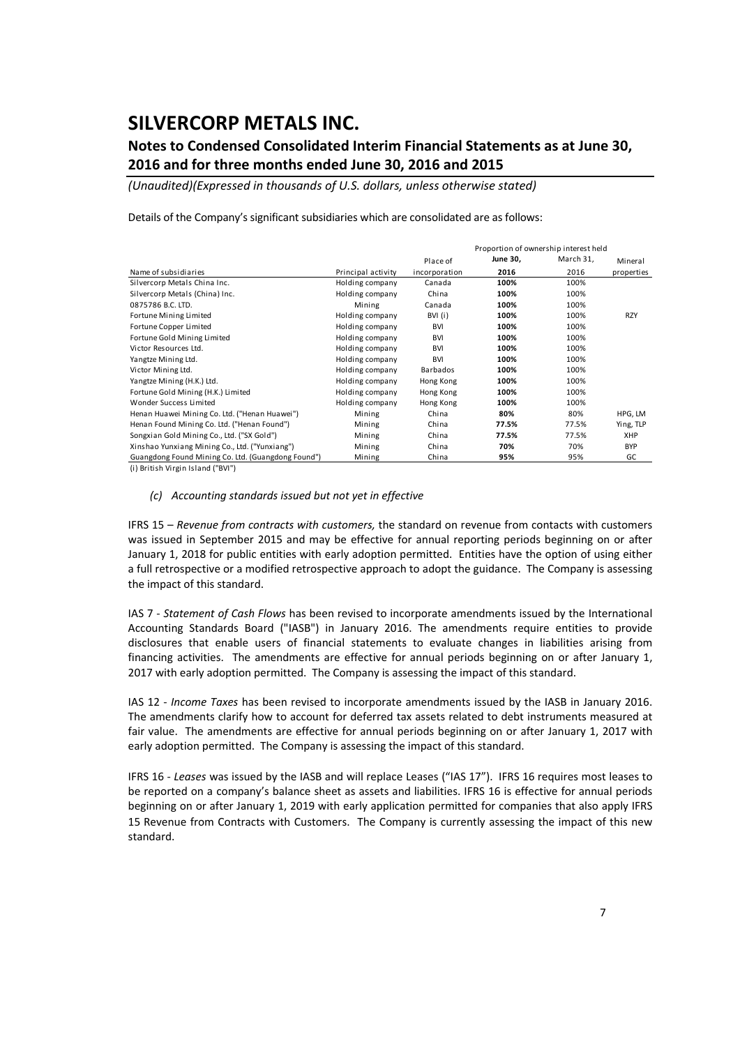Details of the Company's significant subsidiaries which are consolidated are as follows:

| Name of subsidiaries | Principal activity | Place of incorporation | Proportion of ownership interest held | | Mineral properties |
|---|---|---|---|---|---|
| | | | **June 30, 2016** | March 31, 2016 | |
| Silvercorp Metals China Inc. | Holding company | Canada | **100%** | 100% | |
| Silvercorp Metals (China) Inc. | Holding company | China | **100%** | 100% | |
| 0875786 B.C. LTD. | Mining | Canada | **100%** | 100% | |
| Fortune Mining Limited | Holding company | BVI (i) | **100%** | 100% | RZY |
| Fortune Copper Limited | Holding company | BVI | **100%** | 100% | |
| Fortune Gold Mining Limited | Holding company | BVI | **100%** | 100% | |
| Victor Resources Ltd. | Holding company | BVI | **100%** | 100% | |
| Yangtze Mining Ltd. | Holding company | BVI | **100%** | 100% | |
| Victor Mining Ltd. | Holding company | Barbados | **100%** | 100% | |
| Yangtze Mining (H.K.) Ltd. | Holding company | Hong Kong | **100%** | 100% | |
| Fortune Gold Mining (H.K.) Limited | Holding company | Hong Kong | **100%** | 100% | |
| Wonder Success Limited | Holding company | Hong Kong | **100%** | 100% | |
| Henan Huawei Mining Co. Ltd. ("Henan Huawei") | Mining | China | **80%** | 80% | HPG, LM |
| Henan Found Mining Co. Ltd. ("Henan Found") | Mining | China | **77.5%** | 77.5% | Ying, TLP |
| Songxian Gold Mining Co., Ltd. ("SX Gold") | Mining | China | **77.5%** | 77.5% | XHP |
| Xinshao Yunxiang Mining Co., Ltd. ("Yunxiang") | Mining | China | **70%** | 70% | BYP |
| Guangdong Found Mining Co. Ltd. (Guangdong Found") | Mining | China | **95%** | 95% | GC |

(i) British Virgin Island ("BVI")

*(c) Accounting standards issued but not yet in effective*

IFRS 15 – *Revenue from contracts with customers,* the standard on revenue from contacts with customers was issued in September 2015 and may be effective for annual reporting periods beginning on or after January 1, 2018 for public entities with early adoption permitted. Entities have the option of using either a full retrospective or a modified retrospective approach to adopt the guidance. The Company is assessing the impact of this standard.

IAS 7 - *Statement of Cash Flows* has been revised to incorporate amendments issued by the International Accounting Standards Board ("IASB") in January 2016. The amendments require entities to provide disclosures that enable users of financial statements to evaluate changes in liabilities arising from financing activities. The amendments are effective for annual periods beginning on or after January 1, 2017 with early adoption permitted. The Company is assessing the impact of this standard.

IAS 12 - *Income Taxes* has been revised to incorporate amendments issued by the IASB in January 2016. The amendments clarify how to account for deferred tax assets related to debt instruments measured at fair value. The amendments are effective for annual periods beginning on or after January 1, 2017 with early adoption permitted. The Company is assessing the impact of this standard.

IFRS 16 - *Leases* was issued by the IASB and will replace Leases ("IAS 17"). IFRS 16 requires most leases to be reported on a company's balance sheet as assets and liabilities. IFRS 16 is effective for annual periods beginning on or after January 1, 2019 with early application permitted for companies that also apply IFRS 15 Revenue from Contracts with Customers. The Company is currently assessing the impact of this new standard.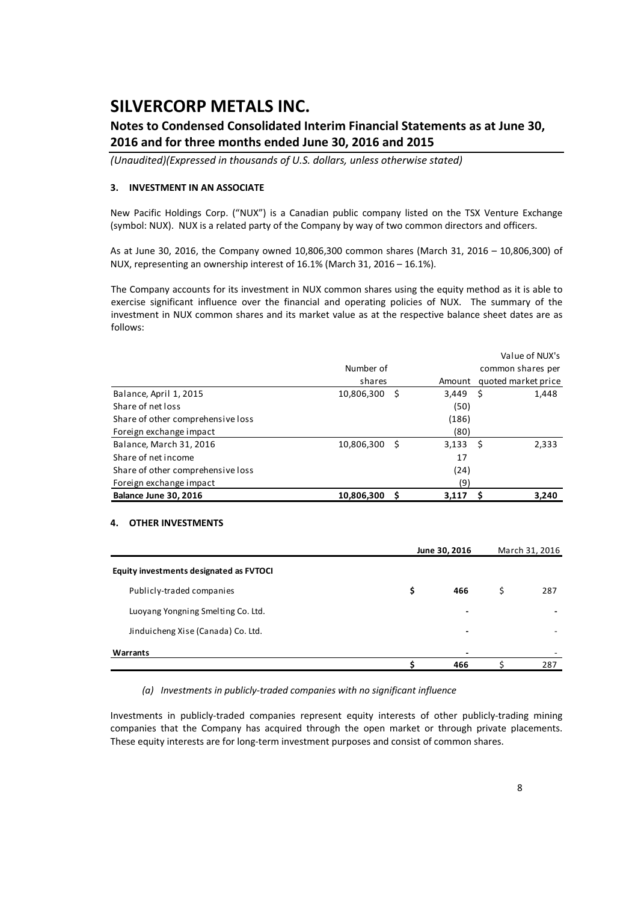# SILVERCORP METALS INC.

## Notes to Condensed Consolidated Interim Financial Statements as at June 30, 2016 and for three months ended June 30, 2016 and 2015

*(Unaudited)(Expressed in thousands of U.S. dollars, unless otherwise stated)*

### 3. INVESTMENT IN AN ASSOCIATE

New Pacific Holdings Corp. ("NUX") is a Canadian public company listed on the TSX Venture Exchange (symbol: NUX). NUX is a related party of the Company by way of two common directors and officers.

As at June 30, 2016, the Company owned 10,806,300 common shares (March 31, 2016 – 10,806,300) of NUX, representing an ownership interest of 16.1% (March 31, 2016 – 16.1%).

The Company accounts for its investment in NUX common shares using the equity method as it is able to exercise significant influence over the financial and operating policies of NUX. The summary of the investment in NUX common shares and its market value as at the respective balance sheet dates are as follows:

| | Number of shares | Amount | Value of NUX's common shares per quoted market price |
|---|---|---|---|
| Balance, April 1, 2015 | 10,806,300 | $ 3,449 | $ 1,448 |
| Share of net loss | | (50) | |
| Share of other comprehensive loss | | (186) | |
| Foreign exchange impact | | (80) | |
| Balance, March 31, 2016 | 10,806,300 | $ 3,133 | $ 2,333 |
| Share of net income | | 17 | |
| Share of other comprehensive loss | | (24) | |
| Foreign exchange impact | | (9) | |
| **Balance June 30, 2016** | **10,806,300** | **$ 3,117** | **$ 3,240** |

### 4. OTHER INVESTMENTS

| | June 30, 2016 | March 31, 2016 |
|---|---|---|
| **Equity investments designated as FVTOCI** | | |
| Publicly-traded companies | $ 466 | $ 287 |
| Luoyang Yongning Smelting Co. Ltd. | - | - |
| Jinduicheng Xise (Canada) Co. Ltd. | - | - |
| **Warrants** | - | - |
| | $ 466 | $ 287 |

*(a) Investments in publicly-traded companies with no significant influence*

Investments in publicly-traded companies represent equity interests of other publicly-trading mining companies that the Company has acquired through the open market or through private placements. These equity interests are for long-term investment purposes and consist of common shares.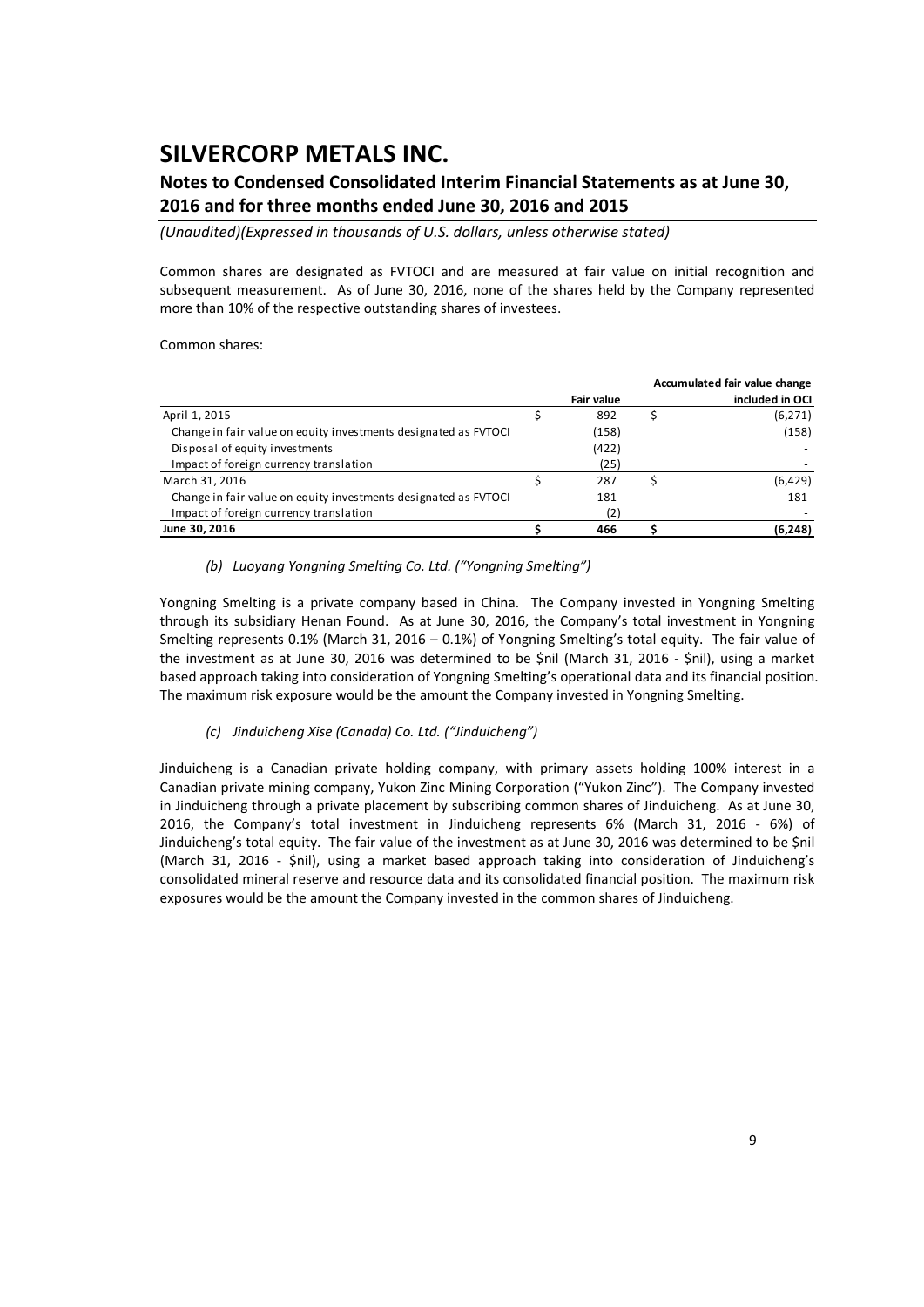# SILVERCORP METALS INC.

## Notes to Condensed Consolidated Interim Financial Statements as at June 30, 2016 and for three months ended June 30, 2016 and 2015

*(Unaudited)(Expressed in thousands of U.S. dollars, unless otherwise stated)*

Common shares are designated as FVTOCI and are measured at fair value on initial recognition and subsequent measurement. As of June 30, 2016, none of the shares held by the Company represented more than 10% of the respective outstanding shares of investees.

Common shares:

| | Fair value | Accumulated fair value change included in OCI |
|---|---|---|
| April 1, 2015 | $ 892 | $ (6,271) |
| Change in fair value on equity investments designated as FVTOCI | (158) | (158) |
| Disposal of equity investments | (422) | - |
| Impact of foreign currency translation | (25) | - |
| March 31, 2016 | $ 287 | $ (6,429) |
| Change in fair value on equity investments designated as FVTOCI | 181 | 181 |
| Impact of foreign currency translation | (2) | - |
| **June 30, 2016** | **$ 466** | **$ (6,248)** |

*(b) Luoyang Yongning Smelting Co. Ltd. ("Yongning Smelting")*

Yongning Smelting is a private company based in China. The Company invested in Yongning Smelting through its subsidiary Henan Found. As at June 30, 2016, the Company's total investment in Yongning Smelting represents 0.1% (March 31, 2016 – 0.1%) of Yongning Smelting's total equity. The fair value of the investment as at June 30, 2016 was determined to be $nil (March 31, 2016 - $nil), using a market based approach taking into consideration of Yongning Smelting's operational data and its financial position. The maximum risk exposure would be the amount the Company invested in Yongning Smelting.

*(c) Jinduicheng Xise (Canada) Co. Ltd. ("Jinduicheng")*

Jinduicheng is a Canadian private holding company, with primary assets holding 100% interest in a Canadian private mining company, Yukon Zinc Mining Corporation ("Yukon Zinc"). The Company invested in Jinduicheng through a private placement by subscribing common shares of Jinduicheng. As at June 30, 2016, the Company's total investment in Jinduicheng represents 6% (March 31, 2016 - 6%) of Jinduicheng's total equity. The fair value of the investment as at June 30, 2016 was determined to be $nil (March 31, 2016 - $nil), using a market based approach taking into consideration of Jinduicheng's consolidated mineral reserve and resource data and its consolidated financial position. The maximum risk exposures would be the amount the Company invested in the common shares of Jinduicheng.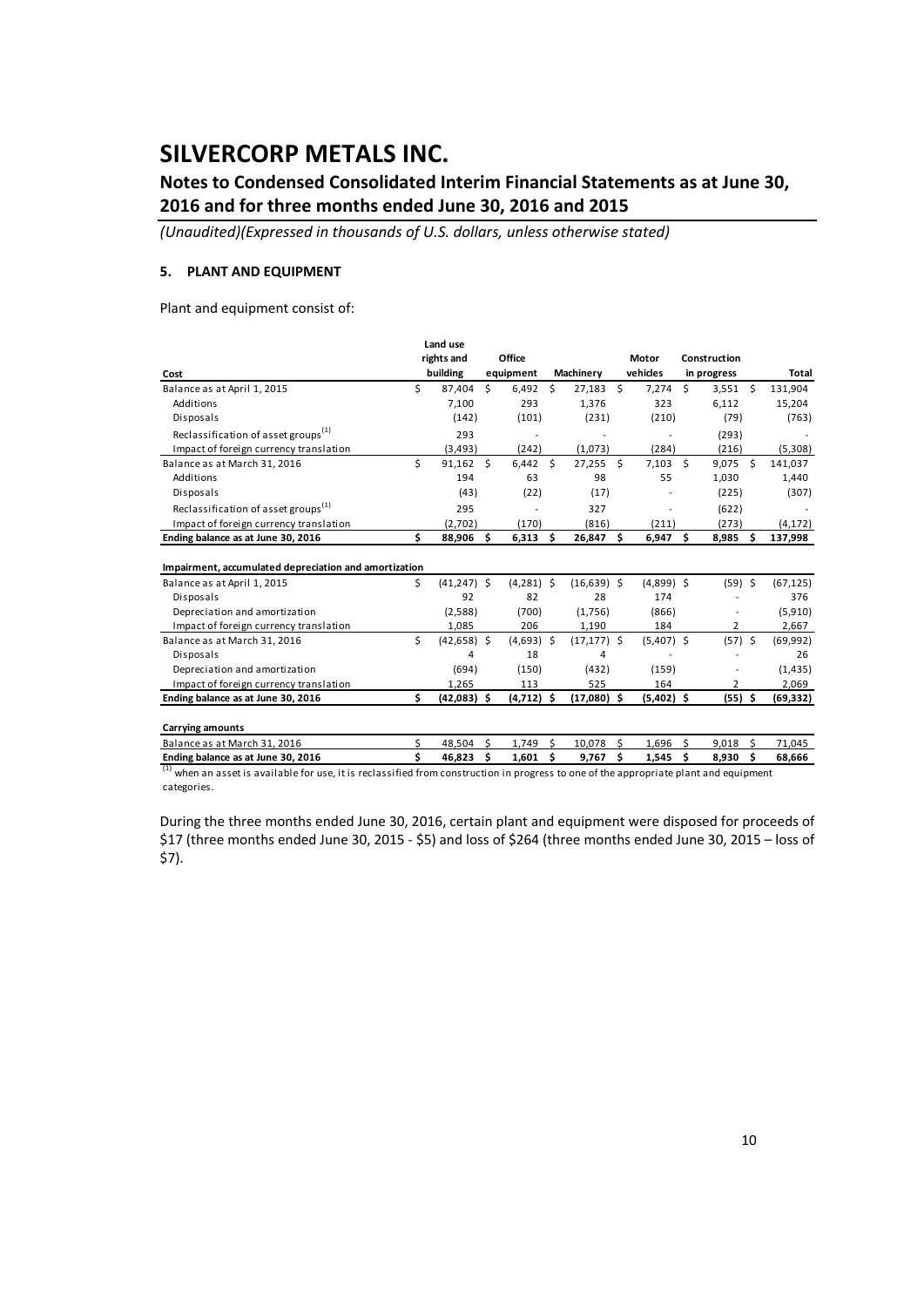# SILVERCORP METALS INC.

## Notes to Condensed Consolidated Interim Financial Statements as at June 30, 2016 and for three months ended June 30, 2016 and 2015

*(Unaudited)(Expressed in thousands of U.S. dollars, unless otherwise stated)*

### 5. PLANT AND EQUIPMENT

Plant and equipment consist of:

| Cost | Land use rights and building | Office equipment | Machinery | Motor vehicles | Construction in progress | Total |
|---|---|---|---|---|---|---|
| Balance as at April 1, 2015 | $ 87,404 | $ 6,492 | $ 27,183 | $ 7,274 | $ 3,551 | $ 131,904 |
| Additions | 7,100 | 293 | 1,376 | 323 | 6,112 | 15,204 |
| Disposals | (142) | (101) | (231) | (210) | (79) | (763) |
| Reclassification of asset groups[(1)] | 293 | - | - | - | (293) | - |
| Impact of foreign currency translation | (3,493) | (242) | (1,073) | (284) | (216) | (5,308) |
| Balance as at March 31, 2016 | $ 91,162 | $ 6,442 | $ 27,255 | $ 7,103 | $ 9,075 | $ 141,037 |
| Additions | 194 | 63 | 98 | 55 | 1,030 | 1,440 |
| Disposals | (43) | (22) | (17) | - | (225) | (307) |
| Reclassification of asset groups[(1)] | 295 | - | 327 | - | (622) | - |
| Impact of foreign currency translation | (2,702) | (170) | (816) | (211) | (273) | (4,172) |
| **Ending balance as at June 30, 2016** | **$ 88,906** | **$ 6,313** | **$ 26,847** | **$ 6,947** | **$ 8,985** | **$ 137,998** |
| | | | | | | |
| **Impairment, accumulated depreciation and amortization** | | | | | | |
| Balance as at April 1, 2015 | $ (41,247) | $ (4,281) | $ (16,639) | $ (4,899) | $ (59) | $ (67,125) |
| Disposals | 92 | 82 | 28 | 174 | - | 376 |
| Depreciation and amortization | (2,588) | (700) | (1,756) | (866) | - | (5,910) |
| Impact of foreign currency translation | 1,085 | 206 | 1,190 | 184 | 2 | 2,667 |
| Balance as at March 31, 2016 | $ (42,658) | $ (4,693) | $ (17,177) | $ (5,407) | $ (57) | $ (69,992) |
| Disposals | 4 | 18 | 4 | - | - | 26 |
| Depreciation and amortization | (694) | (150) | (432) | (159) | - | (1,435) |
| Impact of foreign currency translation | 1,265 | 113 | 525 | 164 | 2 | 2,069 |
| **Ending balance as at June 30, 2016** | **$ (42,083)** | **$ (4,712)** | **$ (17,080)** | **$ (5,402)** | **$ (55)** | **$ (69,332)** |
| | | | | | | |
| **Carrying amounts** | | | | | | |
| Balance as at March 31, 2016 | $ 48,504 | $ 1,749 | $ 10,078 | $ 1,696 | $ 9,018 | $ 71,045 |
| **Ending balance as at June 30, 2016** | **$ 46,823** | **$ 1,601** | **$ 9,767** | **$ 1,545** | **$ 8,930** | **$ 68,666** |

[(1)] when an asset is available for use, it is reclassified from construction in progress to one of the appropriate plant and equipment categories.

During the three months ended June 30, 2016, certain plant and equipment were disposed for proceeds of $17 (three months ended June 30, 2015 - $5) and loss of $264 (three months ended June 30, 2015 – loss of $7).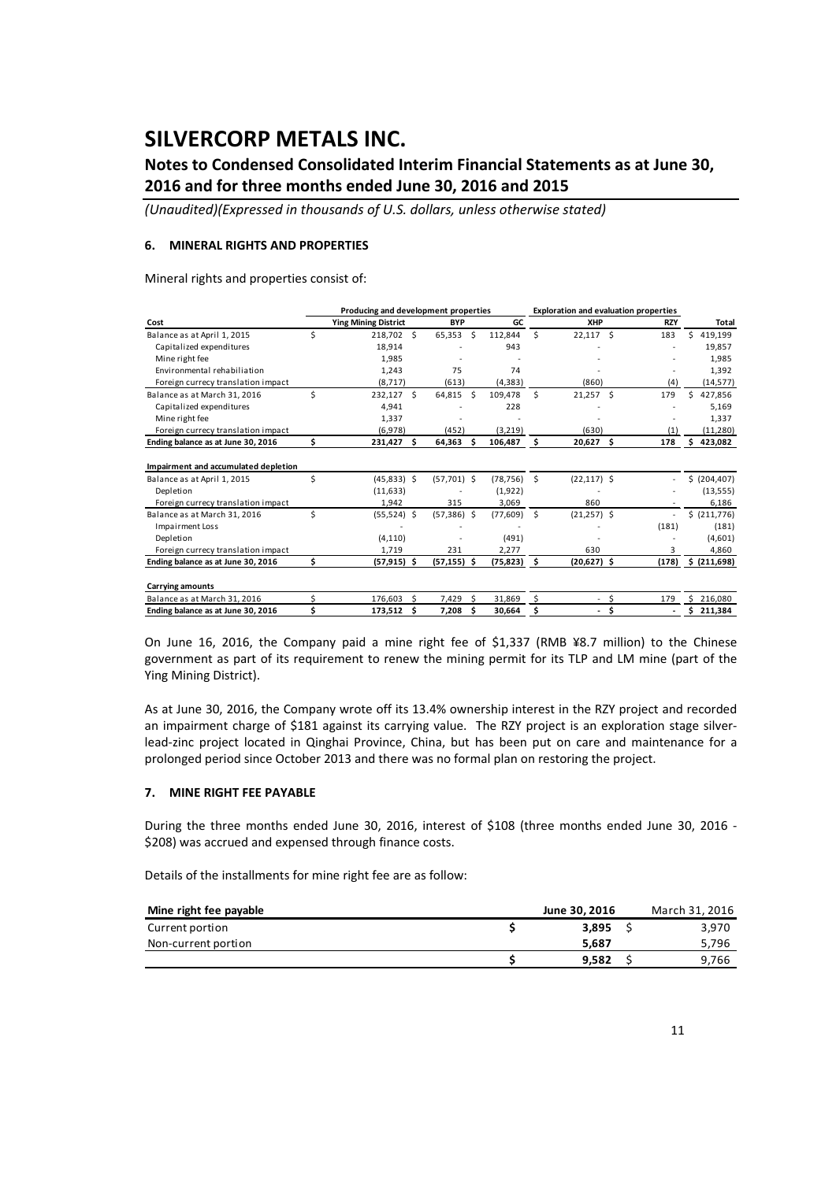# SILVERCORP METALS INC.

## Notes to Condensed Consolidated Interim Financial Statements as at June 30, 2016 and for three months ended June 30, 2016 and 2015

*(Unaudited)(Expressed in thousands of U.S. dollars, unless otherwise stated)*

### 6. MINERAL RIGHTS AND PROPERTIES

Mineral rights and properties consist of:

| | Producing and development properties | | | Exploration and evaluation properties | | |
|---|---|---|---|---|---|---|
| **Cost** | **Ying Mining District** | **BYP** | **GC** | **XHP** | **RZY** | **Total** |
| Balance as at April 1, 2015 | $ 218,702 | $ 65,353 | $ 112,844 | $ 22,117 | $ 183 | $ 419,199 |
| Capitalized expenditures | 18,914 | - | 943 | - | - | 19,857 |
| Mine right fee | 1,985 | - | - | - | - | 1,985 |
| Environmental rehabiliation | 1,243 | 75 | 74 | - | - | 1,392 |
| Foreign currecy translation impact | (8,717) | (613) | (4,383) | (860) | (4) | (14,577) |
| Balance as at March 31, 2016 | $ 232,127 | $ 64,815 | $ 109,478 | $ 21,257 | $ 179 | $ 427,856 |
| Capitalized expenditures | 4,941 | - | 228 | - | - | 5,169 |
| Mine right fee | 1,337 | - | - | - | - | 1,337 |
| Foreign currecy translation impact | (6,978) | (452) | (3,219) | (630) | (1) | (11,280) |
| **Ending balance as at June 30, 2016** | **$ 231,427** | **$ 64,363** | **$ 106,487** | **$ 20,627** | **$ 178** | **$ 423,082** |
| | | | | | | |
| **Impairment and accumulated depletion** | | | | | | |
| Balance as at April 1, 2015 | $ (45,833) | $ (57,701) | $ (78,756) | $ (22,117) | $ - | $ (204,407) |
| Depletion | (11,633) | - | (1,922) | - | - | (13,555) |
| Foreign currecy translation impact | 1,942 | 315 | 3,069 | 860 | - | 6,186 |
| Balance as at March 31, 2016 | $ (55,524) | $ (57,386) | $ (77,609) | $ (21,257) | $ - | $ (211,776) |
| Impairment Loss | - | - | - | - | (181) | (181) |
| Depletion | (4,110) | - | (491) | - | - | (4,601) |
| Foreign currecy translation impact | 1,719 | 231 | 2,277 | 630 | 3 | 4,860 |
| **Ending balance as at June 30, 2016** | **$ (57,915)** | **$ (57,155)** | **$ (75,823)** | **$ (20,627)** | **$ (178)** | **$ (211,698)** |
| | | | | | | |
| **Carrying amounts** | | | | | | |
| Balance as at March 31, 2016 | $ 176,603 | $ 7,429 | $ 31,869 | $ - | $ 179 | $ 216,080 |
| **Ending balance as at June 30, 2016** | **$ 173,512** | **$ 7,208** | **$ 30,664** | **$ -** | **$ -** | **$ 211,384** |

On June 16, 2016, the Company paid a mine right fee of $1,337 (RMB ¥8.7 million) to the Chinese government as part of its requirement to renew the mining permit for its TLP and LM mine (part of the Ying Mining District).

As at June 30, 2016, the Company wrote off its 13.4% ownership interest in the RZY project and recorded an impairment charge of $181 against its carrying value. The RZY project is an exploration stage silver-lead-zinc project located in Qinghai Province, China, but has been put on care and maintenance for a prolonged period since October 2013 and there was no formal plan on restoring the project.

### 7. MINE RIGHT FEE PAYABLE

During the three months ended June 30, 2016, interest of $108 (three months ended June 30, 2016 - $208) was accrued and expensed through finance costs.

Details of the installments for mine right fee are as follow:

| Mine right fee payable | June 30, 2016 | March 31, 2016 |
|---|---|---|
| Current portion | **$ 3,895** | $ 3,970 |
| Non-current portion | **5,687** | 5,796 |
| | **$ 9,582** | $ 9,766 |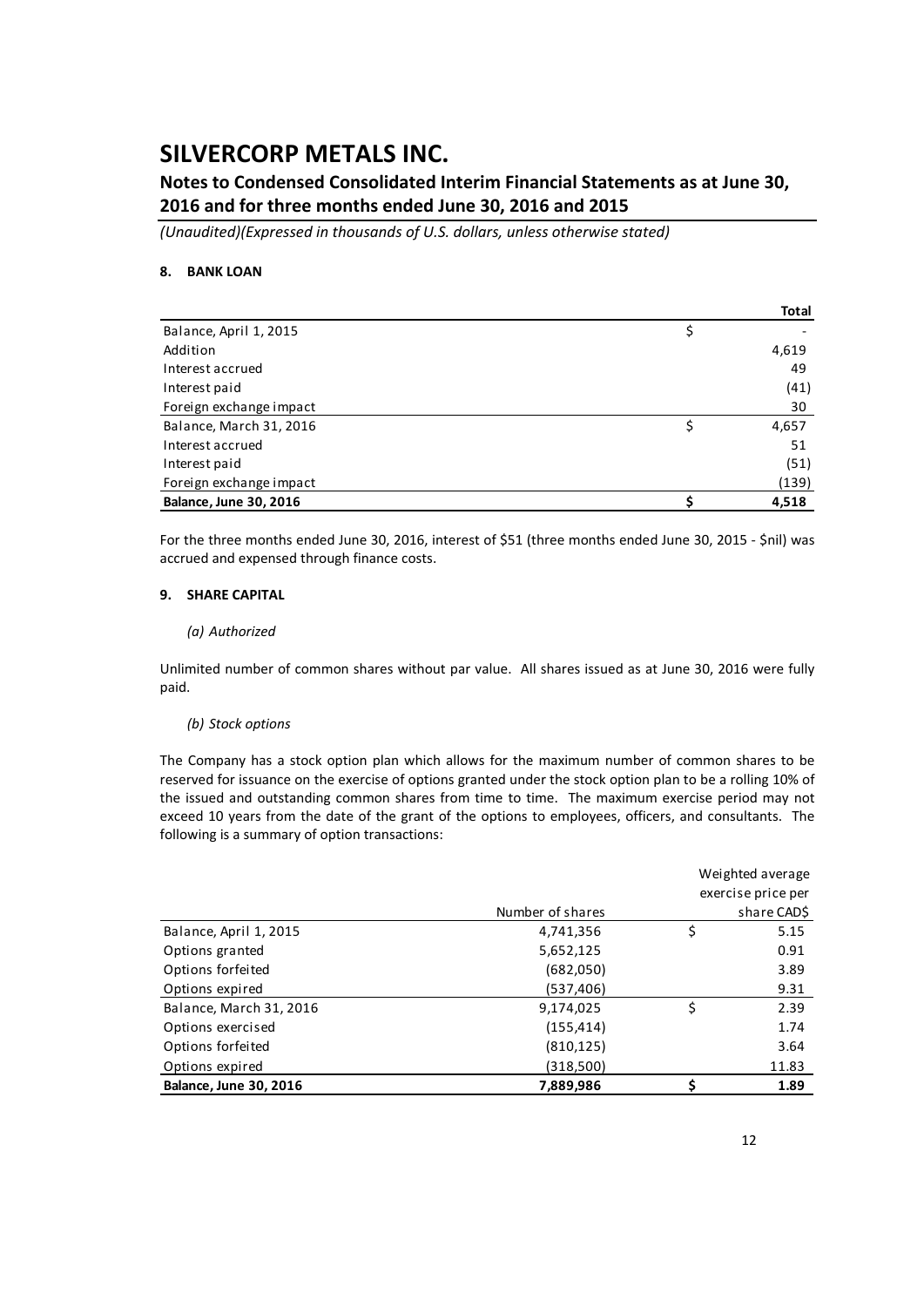# SILVERCORP METALS INC.

## Notes to Condensed Consolidated Interim Financial Statements as at June 30, 2016 and for three months ended June 30, 2016 and 2015

*(Unaudited)(Expressed in thousands of U.S. dollars, unless otherwise stated)*

### 8. BANK LOAN

| | | Total |
|---|---|---|
| Balance, April 1, 2015 | $ | - |
| Addition | | 4,619 |
| Interest accrued | | 49 |
| Interest paid | | (41) |
| Foreign exchange impact | | 30 |
| Balance, March 31, 2016 | $ | 4,657 |
| Interest accrued | | 51 |
| Interest paid | | (51) |
| Foreign exchange impact | | (139) |
| **Balance, June 30, 2016** | **$** | **4,518** |

For the three months ended June 30, 2016, interest of $51 (three months ended June 30, 2015 - $nil) was accrued and expensed through finance costs.

### 9. SHARE CAPITAL

*(a) Authorized*

Unlimited number of common shares without par value. All shares issued as at June 30, 2016 were fully paid.

*(b) Stock options*

The Company has a stock option plan which allows for the maximum number of common shares to be reserved for issuance on the exercise of options granted under the stock option plan to be a rolling 10% of the issued and outstanding common shares from time to time. The maximum exercise period may not exceed 10 years from the date of the grant of the options to employees, officers, and consultants. The following is a summary of option transactions:

| | Number of shares | | Weighted average exercise price per share CAD$ |
|---|---|---|---|
| Balance, April 1, 2015 | 4,741,356 | $ | 5.15 |
| Options granted | 5,652,125 | | 0.91 |
| Options forfeited | (682,050) | | 3.89 |
| Options expired | (537,406) | | 9.31 |
| Balance, March 31, 2016 | 9,174,025 | $ | 2.39 |
| Options exercised | (155,414) | | 1.74 |
| Options forfeited | (810,125) | | 3.64 |
| Options expired | (318,500) | | 11.83 |
| **Balance, June 30, 2016** | **7,889,986** | **$** | **1.89** |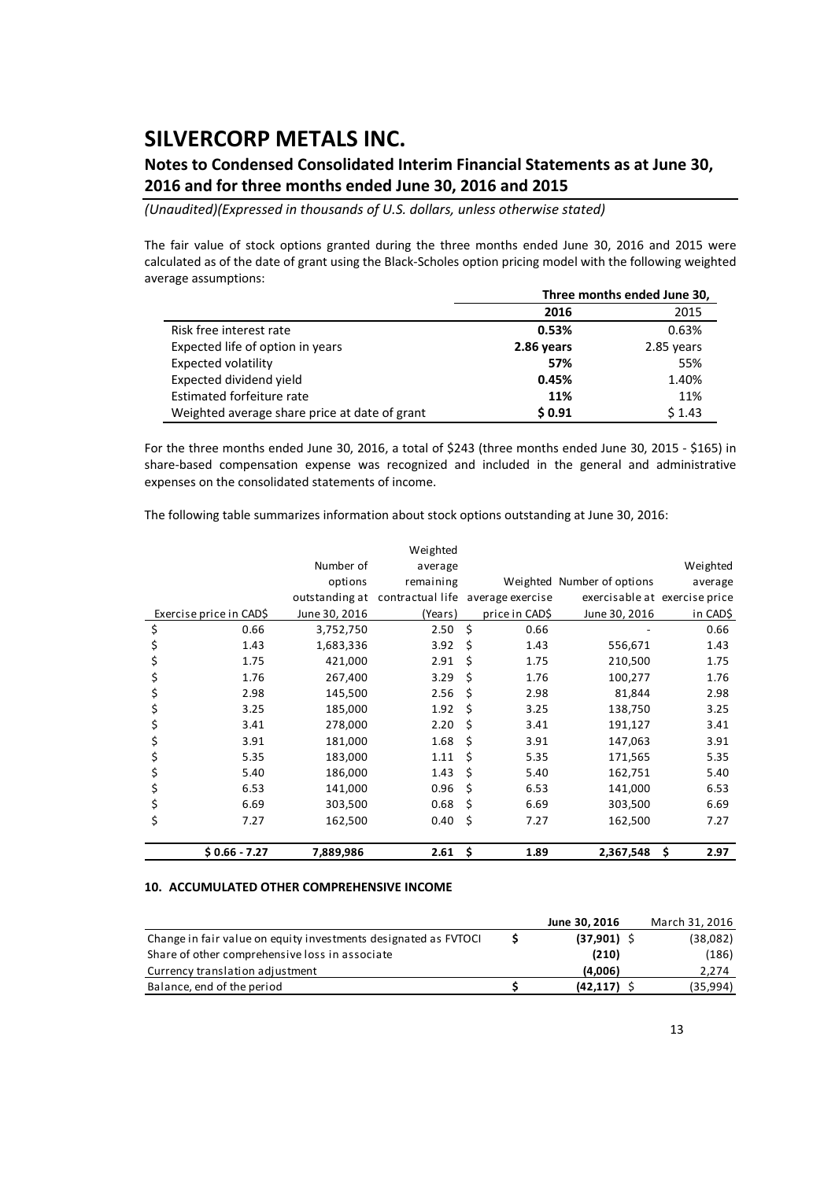The fair value of stock options granted during the three months ended June 30, 2016 and 2015 were calculated as of the date of grant using the Black-Scholes option pricing model with the following weighted average assumptions:

| | Three months ended June 30, | |
|---|---|---|
| | **2016** | 2015 |
| Risk free interest rate | **0.53%** | 0.63% |
| Expected life of option in years | **2.86 years** | 2.85 years |
| Expected volatility | **57%** | 55% |
| Expected dividend yield | **0.45%** | 1.40% |
| Estimated forfeiture rate | **11%** | 11% |
| Weighted average share price at date of grant | **$ 0.91** | $ 1.43 |

For the three months ended June 30, 2016, a total of $243 (three months ended June 30, 2015 - $165) in share-based compensation expense was recognized and included in the general and administrative expenses on the consolidated statements of income.

The following table summarizes information about stock options outstanding at June 30, 2016:

| Exercise price in CAD$ | Number of options outstanding at June 30, 2016 | Weighted average remaining contractual life (Years) | Weighted average exercise price in CAD$ | Number of options exercisable at June 30, 2016 | Weighted average exercise price in CAD$ |
|---|---|---|---|---|---|
| $ 0.66 | 3,752,750 | 2.50 | $ 0.66 | - | 0.66 |
| $ 1.43 | 1,683,336 | 3.92 | $ 1.43 | 556,671 | 1.43 |
| $ 1.75 | 421,000 | 2.91 | $ 1.75 | 210,500 | 1.75 |
| $ 1.76 | 267,400 | 3.29 | $ 1.76 | 100,277 | 1.76 |
| $ 2.98 | 145,500 | 2.56 | $ 2.98 | 81,844 | 2.98 |
| $ 3.25 | 185,000 | 1.92 | $ 3.25 | 138,750 | 3.25 |
| $ 3.41 | 278,000 | 2.20 | $ 3.41 | 191,127 | 3.41 |
| $ 3.91 | 181,000 | 1.68 | $ 3.91 | 147,063 | 3.91 |
| $ 5.35 | 183,000 | 1.11 | $ 5.35 | 171,565 | 5.35 |
| $ 5.40 | 186,000 | 1.43 | $ 5.40 | 162,751 | 5.40 |
| $ 6.53 | 141,000 | 0.96 | $ 6.53 | 141,000 | 6.53 |
| $ 6.69 | 303,500 | 0.68 | $ 6.69 | 303,500 | 6.69 |
| $ 7.27 | 162,500 | 0.40 | $ 7.27 | 162,500 | 7.27 |
| **$ 0.66 - 7.27** | **7,889,986** | **2.61** | **$ 1.89** | **2,367,548** | **$ 2.97** |

### 10. ACCUMULATED OTHER COMPREHENSIVE INCOME

| | **June 30, 2016** | March 31, 2016 |
|---|---|---|
| Change in fair value on equity investments designated as FVTOCI | **$ (37,901)** | $ (38,082) |
| Share of other comprehensive loss in associate | **(210)** | (186) |
| Currency translation adjustment | **(4,006)** | 2,274 |
| Balance, end of the period | **$ (42,117)** | $ (35,994) |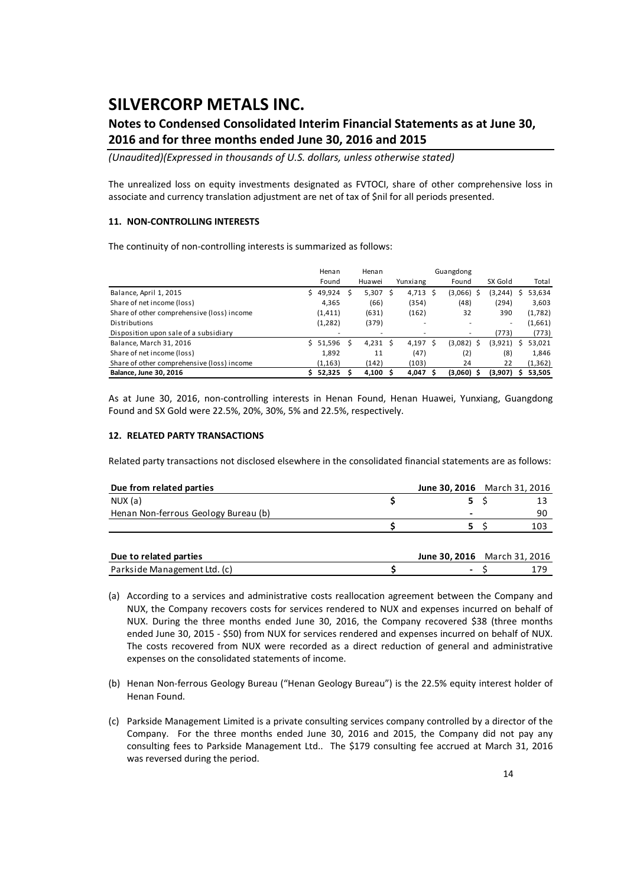The unrealized loss on equity investments designated as FVTOCI, share of other comprehensive loss in associate and currency translation adjustment are net of tax of $nil for all periods presented.

### 11. NON-CONTROLLING INTERESTS

The continuity of non-controlling interests is summarized as follows:

| | Henan Found | Henan Huawei | Yunxiang | Guangdong Found | SX Gold | Total |
|---|---|---|---|---|---|---|
| Balance, April 1, 2015 | $ 49,924 | $ 5,307 | $ 4,713 | $ (3,066) | $ (3,244) | $ 53,634 |
| Share of net income (loss) | 4,365 | (66) | (354) | (48) | (294) | 3,603 |
| Share of other comprehensive (loss) income | (1,411) | (631) | (162) | 32 | 390 | (1,782) |
| Distributions | (1,282) | (379) | - | - | - | (1,661) |
| Disposition upon sale of a subsidiary | - | - | - | - | (773) | (773) |
| Balance, March 31, 2016 | $ 51,596 | $ 4,231 | $ 4,197 | $ (3,082) | $ (3,921) | $ 53,021 |
| Share of net income (loss) | 1,892 | 11 | (47) | (2) | (8) | 1,846 |
| Share of other comprehensive (loss) income | (1,163) | (142) | (103) | 24 | 22 | (1,362) |
| **Balance, June 30, 2016** | **$ 52,325** | **$ 4,100** | **$ 4,047** | **$ (3,060)** | **$ (3,907)** | **$ 53,505** |

As at June 30, 2016, non-controlling interests in Henan Found, Henan Huawei, Yunxiang, Guangdong Found and SX Gold were 22.5%, 20%, 30%, 5% and 22.5%, respectively.

### 12. RELATED PARTY TRANSACTIONS

Related party transactions not disclosed elsewhere in the consolidated financial statements are as follows:

| **Due from related parties** | **June 30, 2016** | March 31, 2016 |
|---|---|---|
| NUX (a) | $ 5 | $ 13 |
| Henan Non-ferrous Geology Bureau (b) | - | 90 |
| | $ 5 | $ 103 |

| **Due to related parties** | **June 30, 2016** | March 31, 2016 |
|---|---|---|
| Parkside Management Ltd. (c) | $ - | $ 179 |

(a) According to a services and administrative costs reallocation agreement between the Company and NUX, the Company recovers costs for services rendered to NUX and expenses incurred on behalf of NUX. During the three months ended June 30, 2016, the Company recovered $38 (three months ended June 30, 2015 - $50) from NUX for services rendered and expenses incurred on behalf of NUX. The costs recovered from NUX were recorded as a direct reduction of general and administrative expenses on the consolidated statements of income.

(b) Henan Non-ferrous Geology Bureau ("Henan Geology Bureau") is the 22.5% equity interest holder of Henan Found.

(c) Parkside Management Limited is a private consulting services company controlled by a director of the Company. For the three months ended June 30, 2016 and 2015, the Company did not pay any consulting fees to Parkside Management Ltd.. The $179 consulting fee accrued at March 31, 2016 was reversed during the period.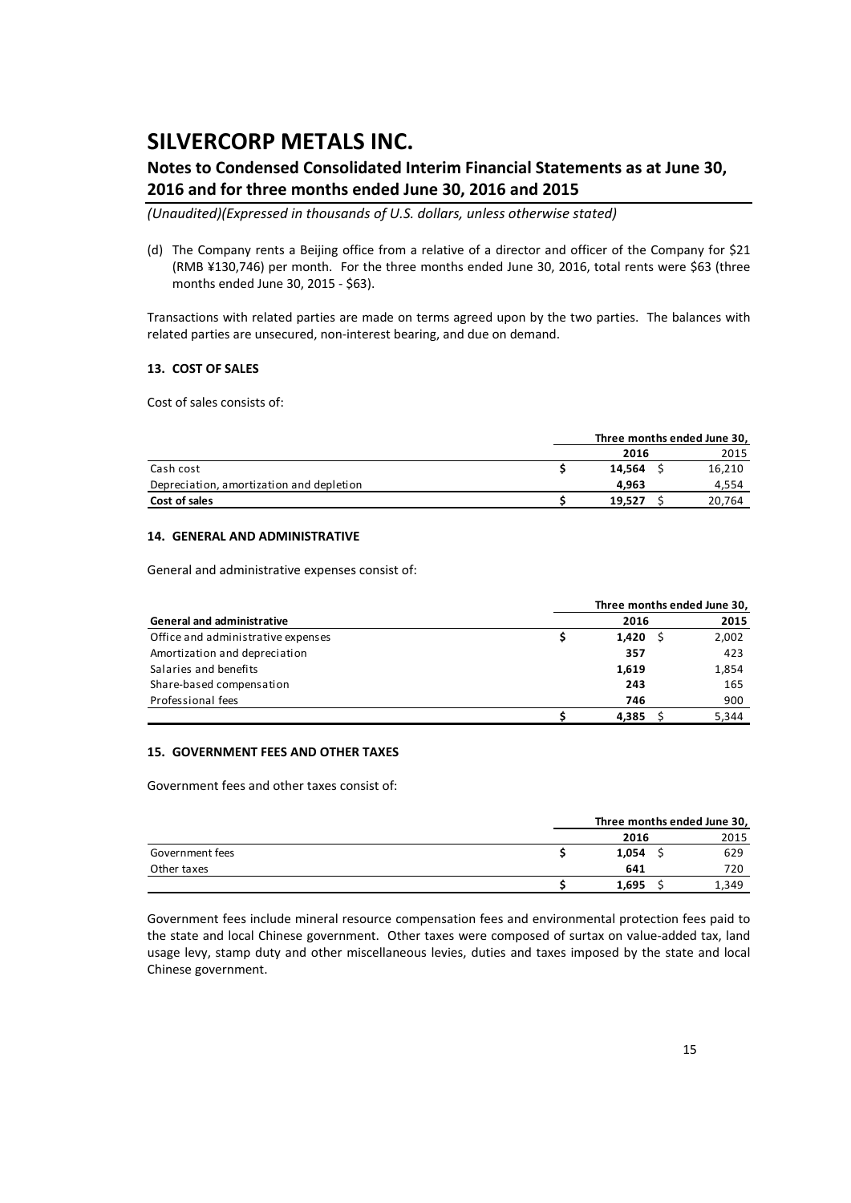(d) The Company rents a Beijing office from a relative of a director and officer of the Company for $21 (RMB ¥130,746) per month. For the three months ended June 30, 2016, total rents were $63 (three months ended June 30, 2015 - $63).

Transactions with related parties are made on terms agreed upon by the two parties. The balances with related parties are unsecured, non-interest bearing, and due on demand.

### 13. COST OF SALES

Cost of sales consists of:

| | Three months ended June 30, | |
|---|---|---|
| | **2016** | 2015 |
| Cash cost | $ **14,564** | $ 16,210 |
| Depreciation, amortization and depletion | **4,963** | 4,554 |
| **Cost of sales** | $ **19,527** | $ 20,764 |

### 14. GENERAL AND ADMINISTRATIVE

General and administrative expenses consist of:

| | Three months ended June 30, | |
|---|---|---|
| **General and administrative** | **2016** | **2015** |
| Office and administrative expenses | $ **1,420** | $ 2,002 |
| Amortization and depreciation | **357** | 423 |
| Salaries and benefits | **1,619** | 1,854 |
| Share-based compensation | **243** | 165 |
| Professional fees | **746** | 900 |
| | $ **4,385** | $ 5,344 |

### 15. GOVERNMENT FEES AND OTHER TAXES

Government fees and other taxes consist of:

| | Three months ended June 30, | |
|---|---|---|
| | **2016** | 2015 |
| Government fees | $ **1,054** | $ 629 |
| Other taxes | **641** | 720 |
| | $ **1,695** | $ 1,349 |

Government fees include mineral resource compensation fees and environmental protection fees paid to the state and local Chinese government. Other taxes were composed of surtax on value-added tax, land usage levy, stamp duty and other miscellaneous levies, duties and taxes imposed by the state and local Chinese government.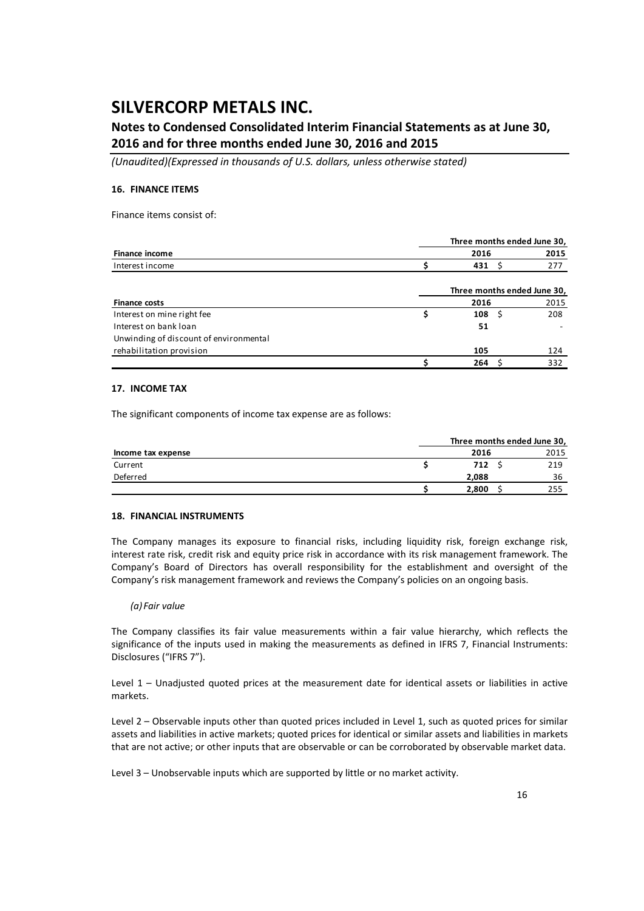# SILVERCORP METALS INC.

## Notes to Condensed Consolidated Interim Financial Statements as at June 30, 2016 and for three months ended June 30, 2016 and 2015

*(Unaudited)(Expressed in thousands of U.S. dollars, unless otherwise stated)*

### 16. FINANCE ITEMS

Finance items consist of:

| | Three months ended June 30, | |
|---|---|---|
| **Finance income** | **2016** | **2015** |
| Interest income | $ **431** | $ 277 |

| | Three months ended June 30, | |
|---|---|---|
| **Finance costs** | **2016** | 2015 |
| Interest on mine right fee | $ **108** | $ 208 |
| Interest on bank loan | **51** | - |
| Unwinding of discount of environmental rehabilitation provision | **105** | 124 |
| | $ **264** | $ 332 |

### 17. INCOME TAX

The significant components of income tax expense are as follows:

| | Three months ended June 30, | |
|---|---|---|
| **Income tax expense** | **2016** | 2015 |
| Current | $ **712** | $ 219 |
| Deferred | **2,088** | 36 |
| | $ **2,800** | $ 255 |

### 18. FINANCIAL INSTRUMENTS

The Company manages its exposure to financial risks, including liquidity risk, foreign exchange risk, interest rate risk, credit risk and equity price risk in accordance with its risk management framework. The Company's Board of Directors has overall responsibility for the establishment and oversight of the Company's risk management framework and reviews the Company's policies on an ongoing basis.

*(a) Fair value*

The Company classifies its fair value measurements within a fair value hierarchy, which reflects the significance of the inputs used in making the measurements as defined in IFRS 7, Financial Instruments: Disclosures ("IFRS 7").

Level 1 – Unadjusted quoted prices at the measurement date for identical assets or liabilities in active markets.

Level 2 – Observable inputs other than quoted prices included in Level 1, such as quoted prices for similar assets and liabilities in active markets; quoted prices for identical or similar assets and liabilities in markets that are not active; or other inputs that are observable or can be corroborated by observable market data.

Level 3 – Unobservable inputs which are supported by little or no market activity.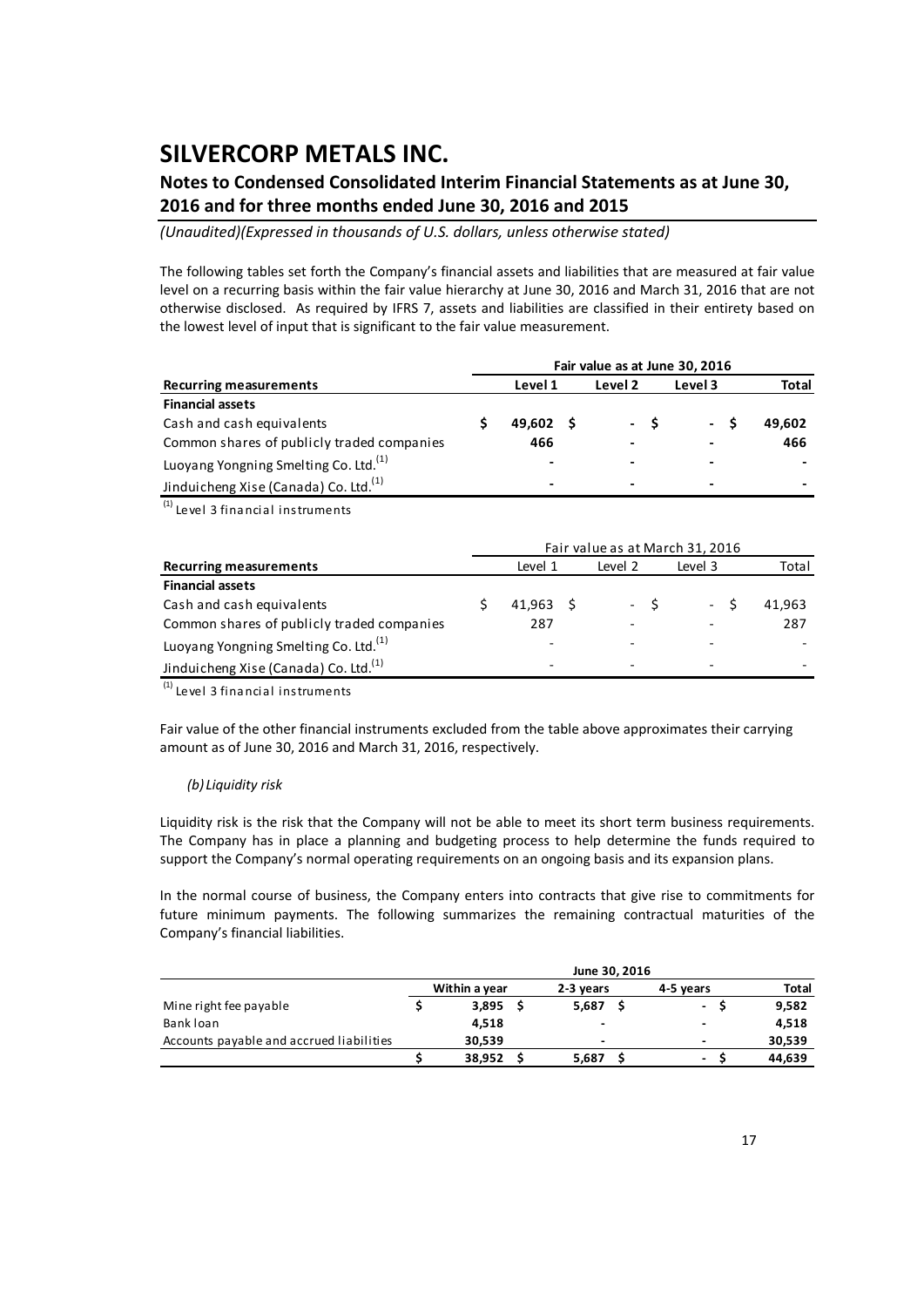# SILVERCORP METALS INC.

## Notes to Condensed Consolidated Interim Financial Statements as at June 30, 2016 and for three months ended June 30, 2016 and 2015

*(Unaudited)(Expressed in thousands of U.S. dollars, unless otherwise stated)*

The following tables set forth the Company's financial assets and liabilities that are measured at fair value level on a recurring basis within the fair value hierarchy at June 30, 2016 and March 31, 2016 that are not otherwise disclosed. As required by IFRS 7, assets and liabilities are classified in their entirety based on the lowest level of input that is significant to the fair value measurement.

| | **Fair value as at June 30, 2016** | | | |
|---|---|---|---|---|
| **Recurring measurements** | **Level 1** | **Level 2** | **Level 3** | **Total** |
| **Financial assets** | | | | |
| Cash and cash equivalents | $ 49,602 | $ - | $ - | $ 49,602 |
| Common shares of publicly traded companies | 466 | - | - | 466 |
| Luoyang Yongning Smelting Co. Ltd.[(1)] | - | - | - | - |
| Jinduicheng Xise (Canada) Co. Ltd.[(1)] | - | - | - | - |

[(1)] Level 3 financial instruments

| | Fair value as at March 31, 2016 | | | |
|---|---|---|---|---|
| **Recurring measurements** | Level 1 | Level 2 | Level 3 | Total |
| **Financial assets** | | | | |
| Cash and cash equivalents | $ 41,963 | $ - | $ - | $ 41,963 |
| Common shares of publicly traded companies | 287 | - | - | 287 |
| Luoyang Yongning Smelting Co. Ltd.[(1)] | - | - | - | - |
| Jinduicheng Xise (Canada) Co. Ltd.[(1)] | - | - | - | - |

[(1)] Level 3 financial instruments

Fair value of the other financial instruments excluded from the table above approximates their carrying amount as of June 30, 2016 and March 31, 2016, respectively.

*(b) Liquidity risk*

Liquidity risk is the risk that the Company will not be able to meet its short term business requirements. The Company has in place a planning and budgeting process to help determine the funds required to support the Company's normal operating requirements on an ongoing basis and its expansion plans.

In the normal course of business, the Company enters into contracts that give rise to commitments for future minimum payments. The following summarizes the remaining contractual maturities of the Company's financial liabilities.

| | **June 30, 2016** | | | |
|---|---|---|---|---|
| | **Within a year** | **2-3 years** | **4-5 years** | **Total** |
| Mine right fee payable | $ 3,895 | $ 5,687 | $ - | $ 9,582 |
| Bank loan | 4,518 | - | - | 4,518 |
| Accounts payable and accrued liabilities | 30,539 | - | - | 30,539 |
| | $ 38,952 | $ 5,687 | $ - | $ 44,639 |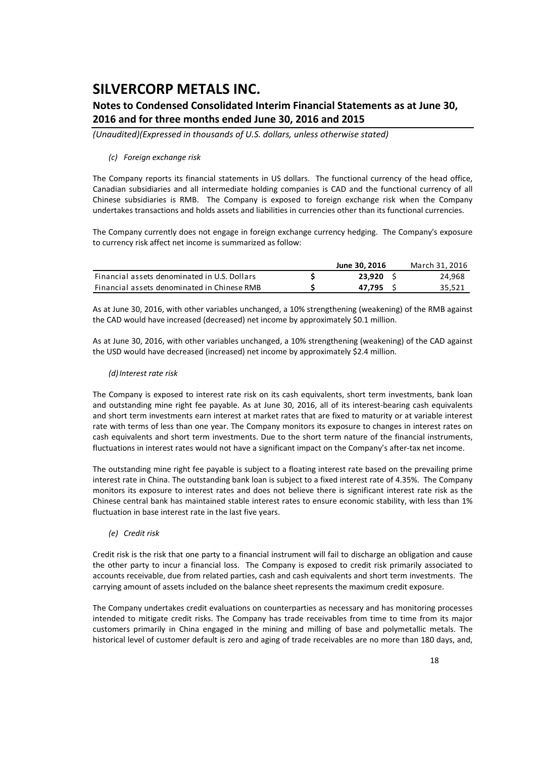*(c) Foreign exchange risk*

The Company reports its financial statements in US dollars. The functional currency of the head office, Canadian subsidiaries and all intermediate holding companies is CAD and the functional currency of all Chinese subsidiaries is RMB. The Company is exposed to foreign exchange risk when the Company undertakes transactions and holds assets and liabilities in currencies other than its functional currencies.

The Company currently does not engage in foreign exchange currency hedging. The Company's exposure to currency risk affect net income is summarized as follow:

| | June 30, 2016 | March 31, 2016 |
|---|---|---|
| Financial assets denominated in U.S. Dollars | **$ 23,920** | $ 24,968 |
| Financial assets denominated in Chinese RMB | **$ 47,795** | $ 35,521 |

As at June 30, 2016, with other variables unchanged, a 10% strengthening (weakening) of the RMB against the CAD would have increased (decreased) net income by approximately $0.1 million.

As at June 30, 2016, with other variables unchanged, a 10% strengthening (weakening) of the CAD against the USD would have decreased (increased) net income by approximately $2.4 million.

*(d) Interest rate risk*

The Company is exposed to interest rate risk on its cash equivalents, short term investments, bank loan and outstanding mine right fee payable. As at June 30, 2016, all of its interest-bearing cash equivalents and short term investments earn interest at market rates that are fixed to maturity or at variable interest rate with terms of less than one year. The Company monitors its exposure to changes in interest rates on cash equivalents and short term investments. Due to the short term nature of the financial instruments, fluctuations in interest rates would not have a significant impact on the Company's after-tax net income.

The outstanding mine right fee payable is subject to a floating interest rate based on the prevailing prime interest rate in China. The outstanding bank loan is subject to a fixed interest rate of 4.35%. The Company monitors its exposure to interest rates and does not believe there is significant interest rate risk as the Chinese central bank has maintained stable interest rates to ensure economic stability, with less than 1% fluctuation in base interest rate in the last five years.

*(e) Credit risk*

Credit risk is the risk that one party to a financial instrument will fail to discharge an obligation and cause the other party to incur a financial loss. The Company is exposed to credit risk primarily associated to accounts receivable, due from related parties, cash and cash equivalents and short term investments. The carrying amount of assets included on the balance sheet represents the maximum credit exposure.

The Company undertakes credit evaluations on counterparties as necessary and has monitoring processes intended to mitigate credit risks. The Company has trade receivables from time to time from its major customers primarily in China engaged in the mining and milling of base and polymetallic metals. The historical level of customer default is zero and aging of trade receivables are no more than 180 days, and,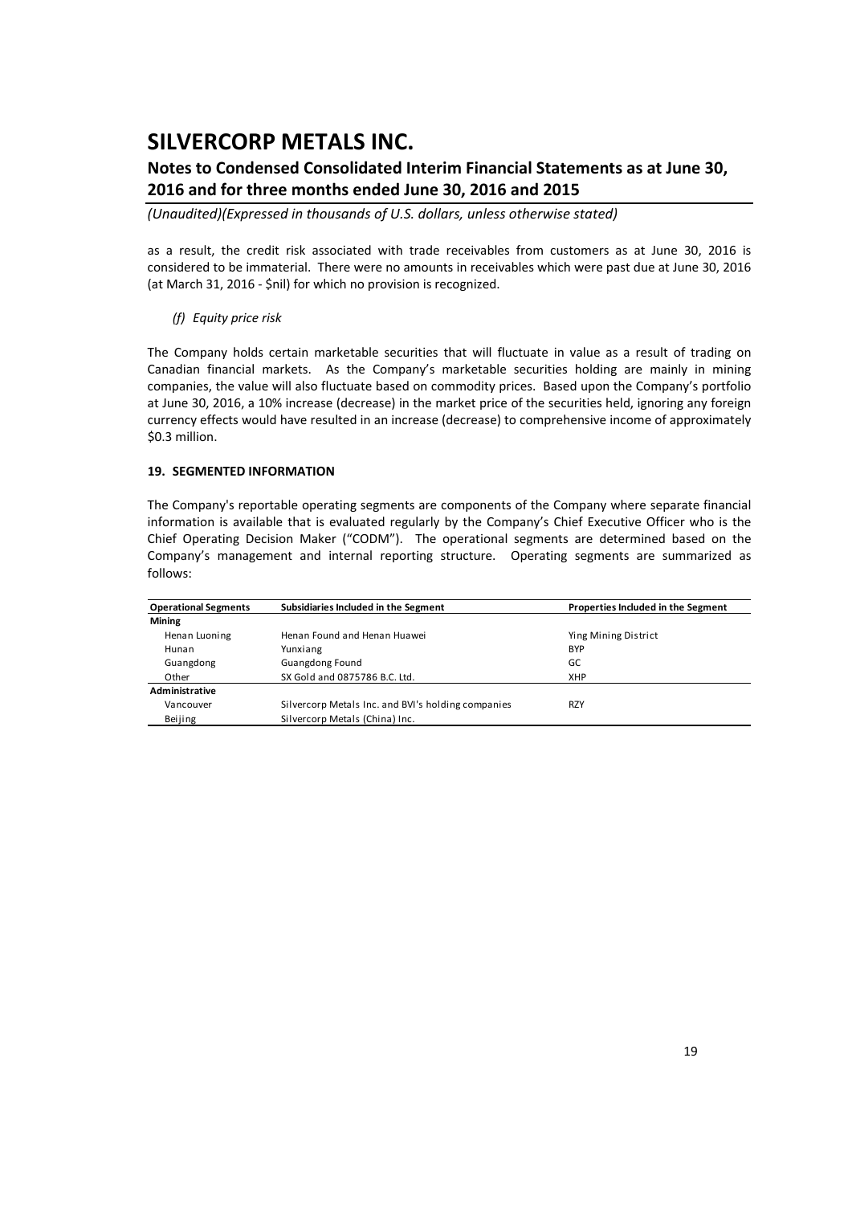as a result, the credit risk associated with trade receivables from customers as at June 30, 2016 is considered to be immaterial. There were no amounts in receivables which were past due at June 30, 2016 (at March 31, 2016 - $nil) for which no provision is recognized.

*(f) Equity price risk*

The Company holds certain marketable securities that will fluctuate in value as a result of trading on Canadian financial markets. As the Company's marketable securities holding are mainly in mining companies, the value will also fluctuate based on commodity prices. Based upon the Company's portfolio at June 30, 2016, a 10% increase (decrease) in the market price of the securities held, ignoring any foreign currency effects would have resulted in an increase (decrease) to comprehensive income of approximately $0.3 million.

**19. SEGMENTED INFORMATION**

The Company's reportable operating segments are components of the Company where separate financial information is available that is evaluated regularly by the Company's Chief Executive Officer who is the Chief Operating Decision Maker ("CODM"). The operational segments are determined based on the Company's management and internal reporting structure. Operating segments are summarized as follows:

| Operational Segments | Subsidiaries Included in the Segment | Properties Included in the Segment |
|---|---|---|
| **Mining** | | |
| Henan Luoning | Henan Found and Henan Huawei | Ying Mining District |
| Hunan | Yunxiang | BYP |
| Guangdong | Guangdong Found | GC |
| Other | SX Gold and 0875786 B.C. Ltd. | XHP |
| **Administrative** | | |
| Vancouver | Silvercorp Metals Inc. and BVI's holding companies | RZY |
| Beijing | Silvercorp Metals (China) Inc. | |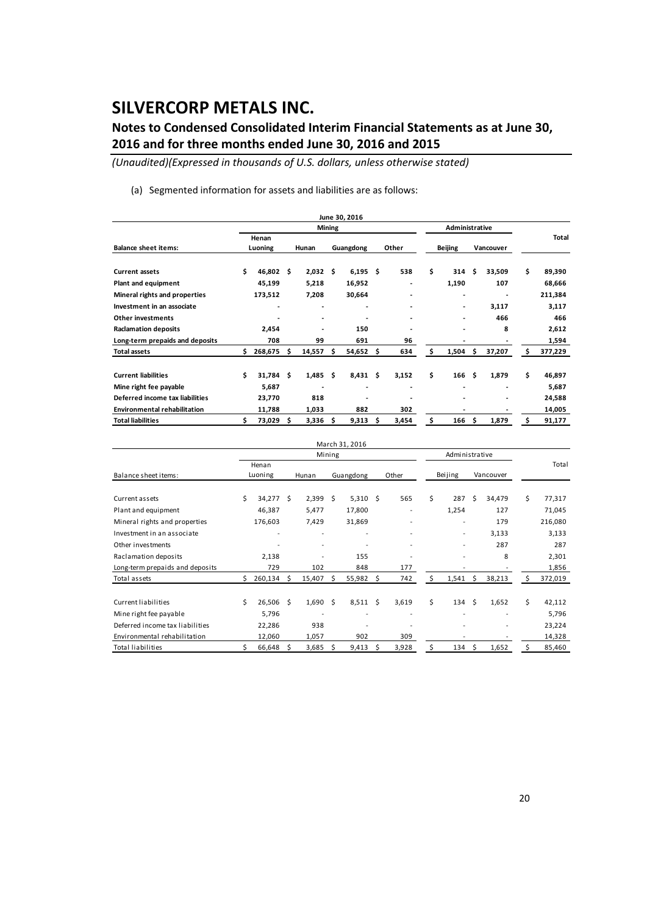# SILVERCORP METALS INC.

## Notes to Condensed Consolidated Interim Financial Statements as at June 30, 2016 and for three months ended June 30, 2016 and 2015

*(Unaudited)(Expressed in thousands of U.S. dollars, unless otherwise stated)*

(a) Segmented information for assets and liabilities are as follows:

| | June 30, 2016 | | | | | | |
|---|---|---|---|---|---|---|---|
| | Mining | | | | Administrative | | |
| **Balance sheet items:** | **Henan Luoning** | **Hunan** | **Guangdong** | **Other** | **Beijing** | **Vancouver** | **Total** |
| **Current assets** | $ 46,802 | $ 2,032 | $ 6,195 | $ 538 | $ 314 | $ 33,509 | $ 89,390 |
| **Plant and equipment** | 45,199 | 5,218 | 16,952 | - | 1,190 | 107 | 68,666 |
| **Mineral rights and properties** | 173,512 | 7,208 | 30,664 | - | - | - | 211,384 |
| **Investment in an associate** | - | - | - | - | - | 3,117 | 3,117 |
| **Other investments** | - | - | - | - | - | 466 | 466 |
| **Raclamation deposits** | 2,454 | - | 150 | - | - | 8 | 2,612 |
| **Long-term prepaids and deposits** | 708 | 99 | 691 | 96 | - | - | 1,594 |
| **Total assets** | $ 268,675 | $ 14,557 | $ 54,652 | $ 634 | $ 1,504 | $ 37,207 | $ 377,229 |
| **Current liabilities** | $ 31,784 | $ 1,485 | $ 8,431 | $ 3,152 | $ 166 | $ 1,879 | $ 46,897 |
| **Mine right fee payable** | 5,687 | - | - | - | - | - | 5,687 |
| **Deferred income tax liabilities** | 23,770 | 818 | - | - | - | - | 24,588 |
| **Environmental rehabilitation** | 11,788 | 1,033 | 882 | 302 | - | - | 14,005 |
| **Total liabilities** | $ 73,029 | $ 3,336 | $ 9,313 | $ 3,454 | $ 166 | $ 1,879 | $ 91,177 |

| | March 31, 2016 | | | | | | |
|---|---|---|---|---|---|---|---|
| | Mining | | | | Administrative | | |
| Balance sheet items: | Henan Luoning | Hunan | Guangdong | Other | Beijing | Vancouver | Total |
| Current assets | $ 34,277 | $ 2,399 | $ 5,310 | $ 565 | $ 287 | $ 34,479 | $ 77,317 |
| Plant and equipment | 46,387 | 5,477 | 17,800 | - | 1,254 | 127 | 71,045 |
| Mineral rights and properties | 176,603 | 7,429 | 31,869 | - | - | 179 | 216,080 |
| Investment in an associate | - | - | - | - | - | 3,133 | 3,133 |
| Other investments | - | - | - | - | - | 287 | 287 |
| Raclamation deposits | 2,138 | - | 155 | - | - | 8 | 2,301 |
| Long-term prepaids and deposits | 729 | 102 | 848 | 177 | - | - | 1,856 |
| Total assets | $ 260,134 | $ 15,407 | $ 55,982 | $ 742 | $ 1,541 | $ 38,213 | $ 372,019 |
| Current liabilities | $ 26,506 | $ 1,690 | $ 8,511 | $ 3,619 | $ 134 | $ 1,652 | $ 42,112 |
| Mine right fee payable | 5,796 | - | - | - | - | - | 5,796 |
| Deferred income tax liabilities | 22,286 | 938 | - | - | - | - | 23,224 |
| Environmental rehabilitation | 12,060 | 1,057 | 902 | 309 | - | - | 14,328 |
| Total liabilities | $ 66,648 | $ 3,685 | $ 9,413 | $ 3,928 | $ 134 | $ 1,652 | $ 85,460 |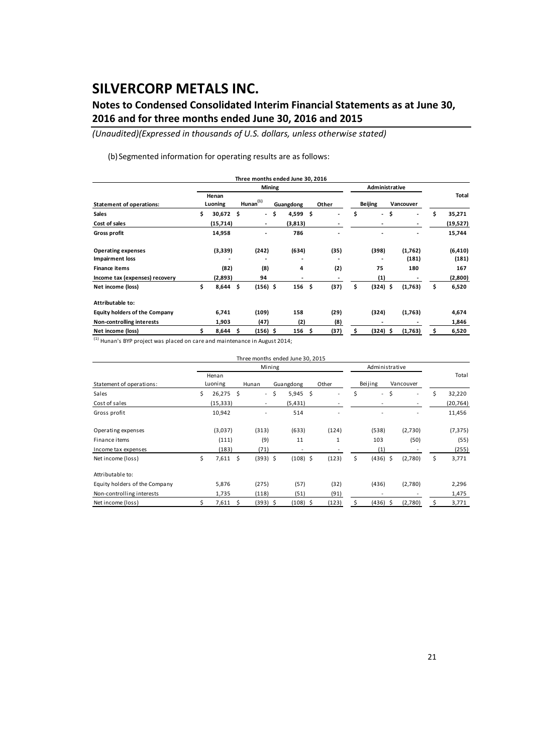# SILVERCORP METALS INC.

## Notes to Condensed Consolidated Interim Financial Statements as at June 30, 2016 and for three months ended June 30, 2016 and 2015

*(Unaudited)(Expressed in thousands of U.S. dollars, unless otherwise stated)*

(b) Segmented information for operating results are as follows:

| Three months ended June 30, 2016 | | | | | | | |
|---|---|---|---|---|---|---|---|
| | Mining | | | | Administrative | | |
| **Statement of operations:** | **Henan Luoning** | **Hunan[(1)]** | **Guangdong** | **Other** | **Beijing** | **Vancouver** | **Total** |
| **Sales** | $ 30,672 | $ - | $ 4,599 | $ - | $ - | $ - | $ 35,271 |
| **Cost of sales** | (15,714) | - | (3,813) | - | - | - | (19,527) |
| **Gross profit** | 14,958 | - | 786 | - | - | - | 15,744 |
| **Operating expenses** | (3,339) | (242) | (634) | (35) | (398) | (1,762) | (6,410) |
| **Impairment loss** | - | - | - | - | - | (181) | (181) |
| **Finance items** | (82) | (8) | 4 | (2) | 75 | 180 | 167 |
| **Income tax (expenses) recovery** | (2,893) | 94 | - | - | (1) | - | (2,800) |
| **Net income (loss)** | $ 8,644 | $ (156) | $ 156 | $ (37) | $ (324) | $ (1,763) | $ 6,520 |
| **Attributable to:** | | | | | | | |
| **Equity holders of the Company** | 6,741 | (109) | 158 | (29) | (324) | (1,763) | 4,674 |
| **Non-controlling interests** | 1,903 | (47) | (2) | (8) | - | - | 1,846 |
| **Net income (loss)** | $ 8,644 | $ (156) | $ 156 | $ (37) | $ (324) | $ (1,763) | $ 6,520 |

[(1)] Hunan's BYP project was placed on care and maintenance in August 2014;

| Three months ended June 30, 2015 | | | | | | | |
|---|---|---|---|---|---|---|---|
| | Mining | | | | Administrative | | |
| Statement of operations: | Henan Luoning | Hunan | Guangdong | Other | Beijing | Vancouver | Total |
| Sales | $ 26,275 | $ - | $ 5,945 | $ - | $ - | $ - | $ 32,220 |
| Cost of sales | (15,333) | - | (5,431) | - | - | - | (20,764) |
| Gross profit | 10,942 | - | 514 | - | - | - | 11,456 |
| Operating expenses | (3,037) | (313) | (633) | (124) | (538) | (2,730) | (7,375) |
| Finance items | (111) | (9) | 11 | 1 | 103 | (50) | (55) |
| Income tax expenses | (183) | (71) | - | - | (1) | - | (255) |
| Net income (loss) | $ 7,611 | $ (393) | $ (108) | $ (123) | $ (436) | $ (2,780) | $ 3,771 |
| Attributable to: | | | | | | | |
| Equity holders of the Company | 5,876 | (275) | (57) | (32) | (436) | (2,780) | 2,296 |
| Non-controlling interests | 1,735 | (118) | (51) | (91) | - | - | 1,475 |
| Net income (loss) | $ 7,611 | $ (393) | $ (108) | $ (123) | $ (436) | $ (2,780) | $ 3,771 |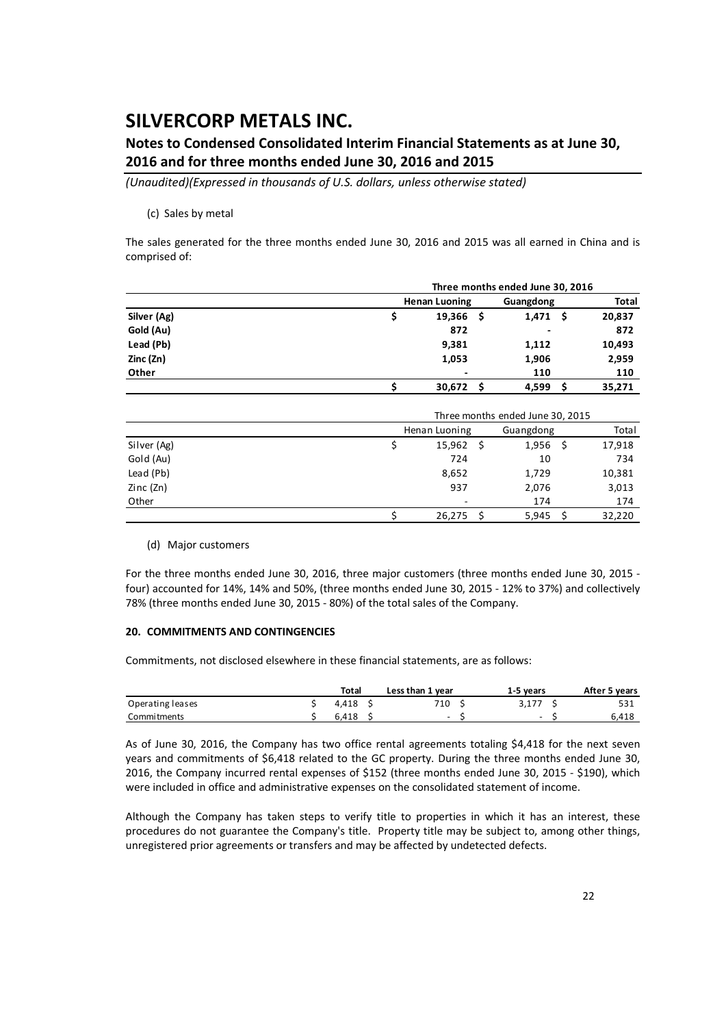(c) Sales by metal

The sales generated for the three months ended June 30, 2016 and 2015 was all earned in China and is comprised of:

| | Three months ended June 30, 2016 | | |
|---|---|---|---|
| | **Henan Luoning** | **Guangdong** | **Total** |
| **Silver (Ag)** | **$ 19,366** | **$ 1,471** | **$ 20,837** |
| **Gold (Au)** | **872** | **-** | **872** |
| **Lead (Pb)** | **9,381** | **1,112** | **10,493** |
| **Zinc (Zn)** | **1,053** | **1,906** | **2,959** |
| **Other** | **-** | **110** | **110** |
| | **$ 30,672** | **$ 4,599** | **$ 35,271** |

| | Three months ended June 30, 2015 | | |
|---|---|---|---|
| | Henan Luoning | Guangdong | Total |
| Silver (Ag) | $ 15,962 | $ 1,956 | $ 17,918 |
| Gold (Au) | 724 | 10 | 734 |
| Lead (Pb) | 8,652 | 1,729 | 10,381 |
| Zinc (Zn) | 937 | 2,076 | 3,013 |
| Other | - | 174 | 174 |
| | $ 26,275 | $ 5,945 | $ 32,220 |

(d) Major customers

For the three months ended June 30, 2016, three major customers (three months ended June 30, 2015 - four) accounted for 14%, 14% and 50%, (three months ended June 30, 2015 - 12% to 37%) and collectively 78% (three months ended June 30, 2015 - 80%) of the total sales of the Company.

### 20. COMMITMENTS AND CONTINGENCIES

Commitments, not disclosed elsewhere in these financial statements, are as follows:

| | **Total** | **Less than 1 year** | **1-5 years** | **After 5 years** |
|---|---|---|---|---|
| Operating leases | $ 4,418 | $ 710 | $ 3,177 | $ 531 |
| Commitments | $ 6,418 | $ - | $ - | $ 6,418 |

As of June 30, 2016, the Company has two office rental agreements totaling $4,418 for the next seven years and commitments of $6,418 related to the GC property. During the three months ended June 30, 2016, the Company incurred rental expenses of $152 (three months ended June 30, 2015 - $190), which were included in office and administrative expenses on the consolidated statement of income.

Although the Company has taken steps to verify title to properties in which it has an interest, these procedures do not guarantee the Company's title. Property title may be subject to, among other things, unregistered prior agreements or transfers and may be affected by undetected defects.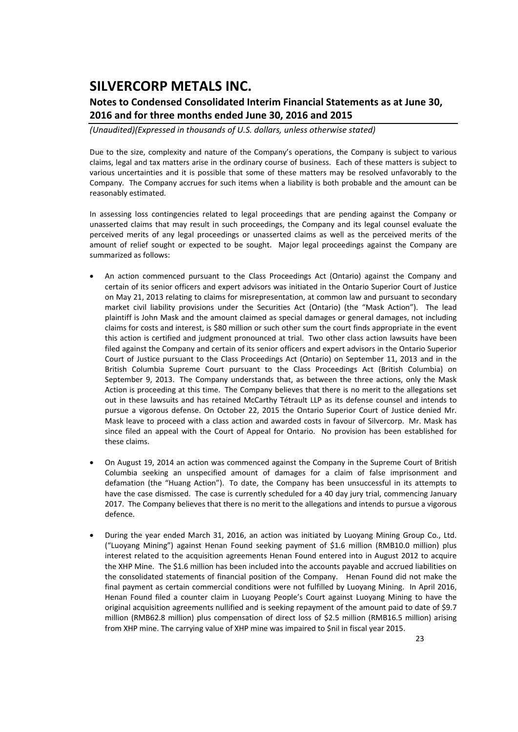Due to the size, complexity and nature of the Company's operations, the Company is subject to various claims, legal and tax matters arise in the ordinary course of business. Each of these matters is subject to various uncertainties and it is possible that some of these matters may be resolved unfavorably to the Company. The Company accrues for such items when a liability is both probable and the amount can be reasonably estimated.

In assessing loss contingencies related to legal proceedings that are pending against the Company or unasserted claims that may result in such proceedings, the Company and its legal counsel evaluate the perceived merits of any legal proceedings or unasserted claims as well as the perceived merits of the amount of relief sought or expected to be sought. Major legal proceedings against the Company are summarized as follows:

- An action commenced pursuant to the Class Proceedings Act (Ontario) against the Company and certain of its senior officers and expert advisors was initiated in the Ontario Superior Court of Justice on May 21, 2013 relating to claims for misrepresentation, at common law and pursuant to secondary market civil liability provisions under the Securities Act (Ontario) (the "Mask Action"). The lead plaintiff is John Mask and the amount claimed as special damages or general damages, not including claims for costs and interest, is $80 million or such other sum the court finds appropriate in the event this action is certified and judgment pronounced at trial. Two other class action lawsuits have been filed against the Company and certain of its senior officers and expert advisors in the Ontario Superior Court of Justice pursuant to the Class Proceedings Act (Ontario) on September 11, 2013 and in the British Columbia Supreme Court pursuant to the Class Proceedings Act (British Columbia) on September 9, 2013. The Company understands that, as between the three actions, only the Mask Action is proceeding at this time. The Company believes that there is no merit to the allegations set out in these lawsuits and has retained McCarthy Tétrault LLP as its defense counsel and intends to pursue a vigorous defense. On October 22, 2015 the Ontario Superior Court of Justice denied Mr. Mask leave to proceed with a class action and awarded costs in favour of Silvercorp. Mr. Mask has since filed an appeal with the Court of Appeal for Ontario. No provision has been established for these claims.

- On August 19, 2014 an action was commenced against the Company in the Supreme Court of British Columbia seeking an unspecified amount of damages for a claim of false imprisonment and defamation (the "Huang Action"). To date, the Company has been unsuccessful in its attempts to have the case dismissed. The case is currently scheduled for a 40 day jury trial, commencing January 2017. The Company believes that there is no merit to the allegations and intends to pursue a vigorous defence.

- During the year ended March 31, 2016, an action was initiated by Luoyang Mining Group Co., Ltd. ("Luoyang Mining") against Henan Found seeking payment of $1.6 million (RMB10.0 million) plus interest related to the acquisition agreements Henan Found entered into in August 2012 to acquire the XHP Mine. The $1.6 million has been included into the accounts payable and accrued liabilities on the consolidated statements of financial position of the Company. Henan Found did not make the final payment as certain commercial conditions were not fulfilled by Luoyang Mining. In April 2016, Henan Found filed a counter claim in Luoyang People's Court against Luoyang Mining to have the original acquisition agreements nullified and is seeking repayment of the amount paid to date of $9.7 million (RMB62.8 million) plus compensation of direct loss of $2.5 million (RMB16.5 million) arising from XHP mine. The carrying value of XHP mine was impaired to $nil in fiscal year 2015.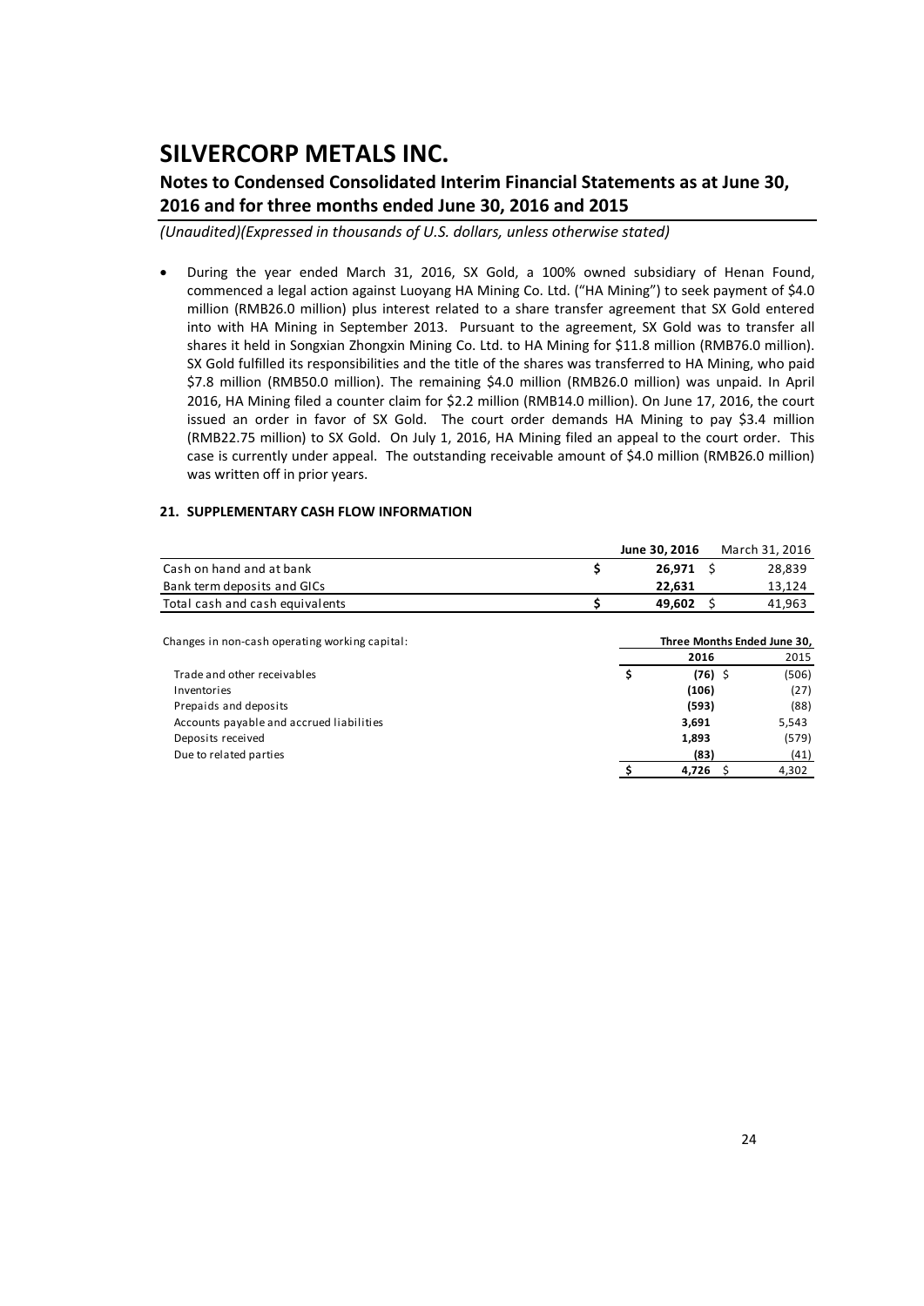- During the year ended March 31, 2016, SX Gold, a 100% owned subsidiary of Henan Found, commenced a legal action against Luoyang HA Mining Co. Ltd. ("HA Mining") to seek payment of $4.0 million (RMB26.0 million) plus interest related to a share transfer agreement that SX Gold entered into with HA Mining in September 2013. Pursuant to the agreement, SX Gold was to transfer all shares it held in Songxian Zhongxin Mining Co. Ltd. to HA Mining for $11.8 million (RMB76.0 million). SX Gold fulfilled its responsibilities and the title of the shares was transferred to HA Mining, who paid $7.8 million (RMB50.0 million). The remaining $4.0 million (RMB26.0 million) was unpaid. In April 2016, HA Mining filed a counter claim for $2.2 million (RMB14.0 million). On June 17, 2016, the court issued an order in favor of SX Gold. The court order demands HA Mining to pay $3.4 million (RMB22.75 million) to SX Gold. On July 1, 2016, HA Mining filed an appeal to the court order. This case is currently under appeal. The outstanding receivable amount of $4.0 million (RMB26.0 million) was written off in prior years.

### 21. SUPPLEMENTARY CASH FLOW INFORMATION

| | June 30, 2016 | March 31, 2016 |
|---|---|---|
| Cash on hand and at bank | $ 26,971 | $ 28,839 |
| Bank term deposits and GICs | 22,631 | 13,124 |
| Total cash and cash equivalents | $ 49,602 | $ 41,963 |

| Changes in non-cash operating working capital: | Three Months Ended June 30, | |
|---|---|---|
| | 2016 | 2015 |
| Trade and other receivables | $ (76) | $ (506) |
| Inventories | (106) | (27) |
| Prepaids and deposits | (593) | (88) |
| Accounts payable and accrued liabilities | 3,691 | 5,543 |
| Deposits received | 1,893 | (579) |
| Due to related parties | (83) | (41) |
| | $ 4,726 | $ 4,302 |